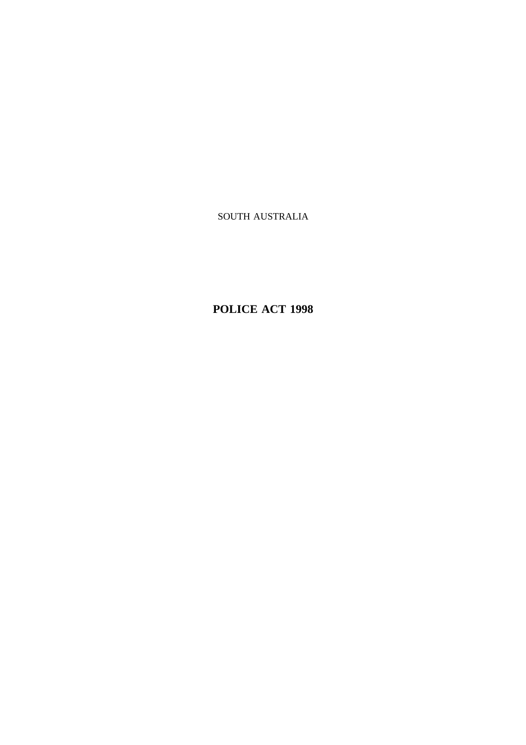SOUTH AUSTRALIA

# POLICE ACT 1998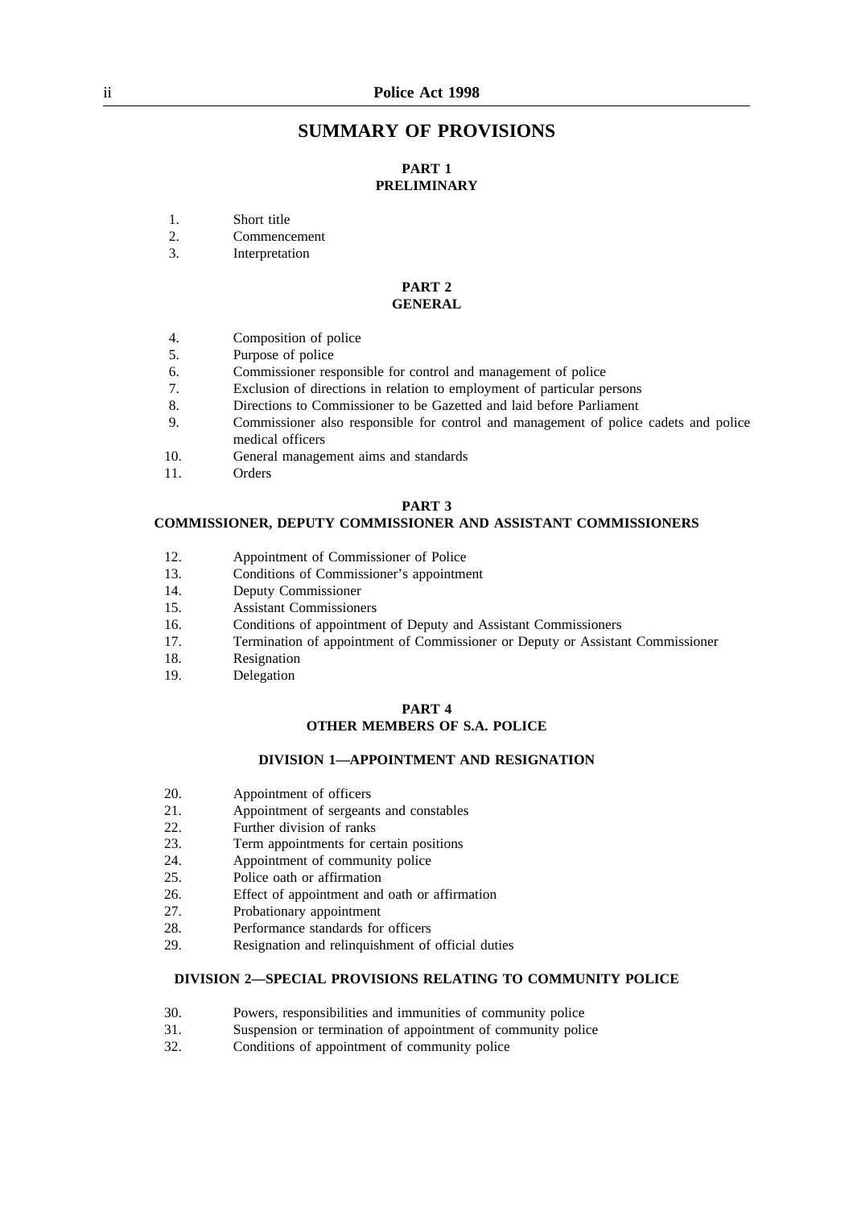# SUMMARY OF PROVISIONS

## PART 1
## PRELIMINARY

1. Short title
2. Commencement
3. Interpretation

## PART 2
## GENERAL

4. Composition of police
5. Purpose of police
6. Commissioner responsible for control and management of police
7. Exclusion of directions in relation to employment of particular persons
8. Directions to Commissioner to be Gazetted and laid before Parliament
9. Commissioner also responsible for control and management of police cadets and police medical officers
10. General management aims and standards
11. Orders

## PART 3
## COMMISSIONER, DEPUTY COMMISSIONER AND ASSISTANT COMMISSIONERS

12. Appointment of Commissioner of Police
13. Conditions of Commissioner's appointment
14. Deputy Commissioner
15. Assistant Commissioners
16. Conditions of appointment of Deputy and Assistant Commissioners
17. Termination of appointment of Commissioner or Deputy or Assistant Commissioner
18. Resignation
19. Delegation

## PART 4
## OTHER MEMBERS OF S.A. POLICE

### DIVISION 1—APPOINTMENT AND RESIGNATION

20. Appointment of officers
21. Appointment of sergeants and constables
22. Further division of ranks
23. Term appointments for certain positions
24. Appointment of community police
25. Police oath or affirmation
26. Effect of appointment and oath or affirmation
27. Probationary appointment
28. Performance standards for officers
29. Resignation and relinquishment of official duties

### DIVISION 2—SPECIAL PROVISIONS RELATING TO COMMUNITY POLICE

30. Powers, responsibilities and immunities of community police
31. Suspension or termination of appointment of community police
32. Conditions of appointment of community police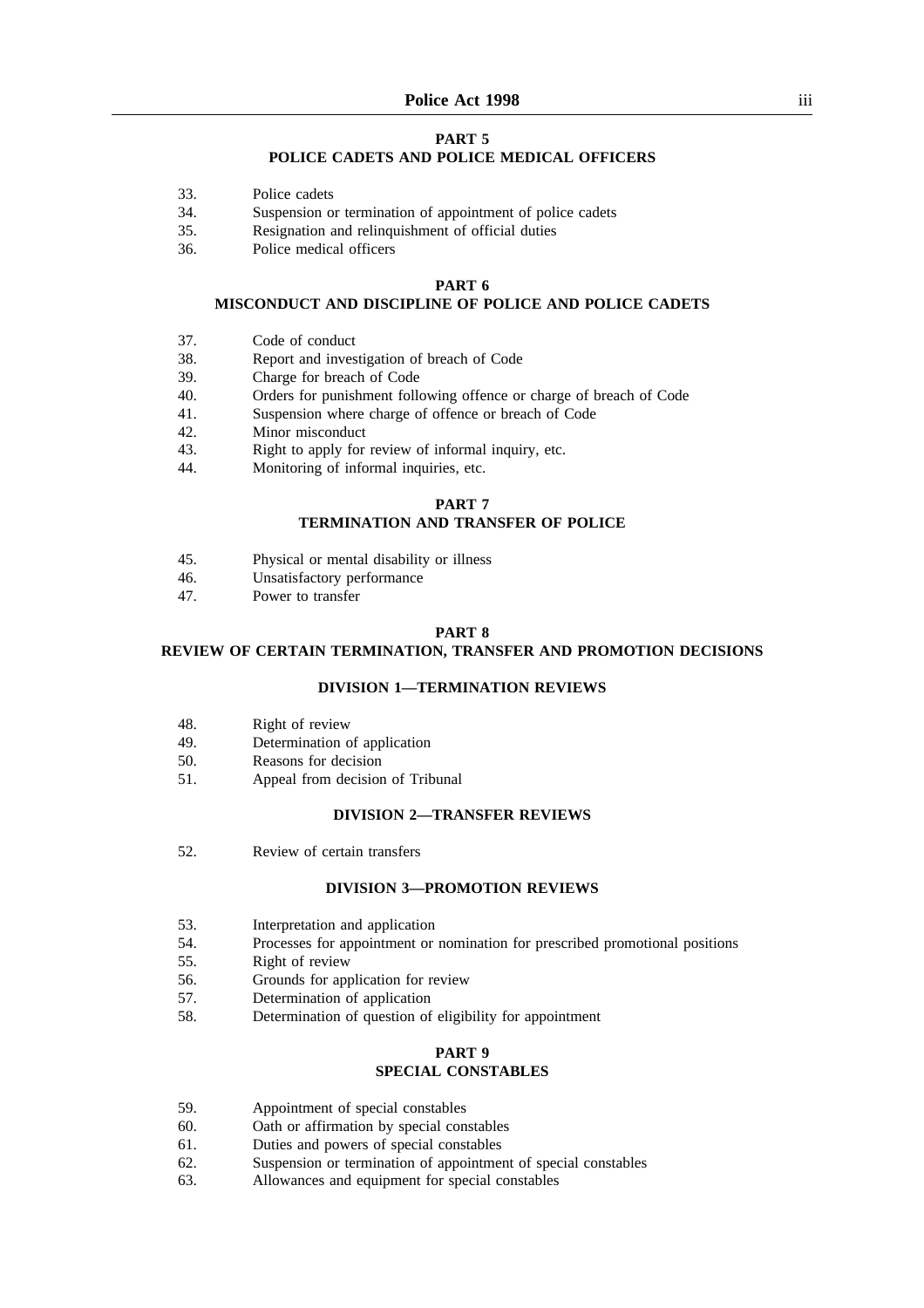## PART 5

## POLICE CADETS AND POLICE MEDICAL OFFICERS

33. Police cadets
34. Suspension or termination of appointment of police cadets
35. Resignation and relinquishment of official duties
36. Police medical officers

## PART 6

## MISCONDUCT AND DISCIPLINE OF POLICE AND POLICE CADETS

37. Code of conduct
38. Report and investigation of breach of Code
39. Charge for breach of Code
40. Orders for punishment following offence or charge of breach of Code
41. Suspension where charge of offence or breach of Code
42. Minor misconduct
43. Right to apply for review of informal inquiry, etc.
44. Monitoring of informal inquiries, etc.

## PART 7

## TERMINATION AND TRANSFER OF POLICE

45. Physical or mental disability or illness
46. Unsatisfactory performance
47. Power to transfer

## PART 8

## REVIEW OF CERTAIN TERMINATION, TRANSFER AND PROMOTION DECISIONS

### DIVISION 1—TERMINATION REVIEWS

48. Right of review
49. Determination of application
50. Reasons for decision
51. Appeal from decision of Tribunal

### DIVISION 2—TRANSFER REVIEWS

52. Review of certain transfers

### DIVISION 3—PROMOTION REVIEWS

53. Interpretation and application
54. Processes for appointment or nomination for prescribed promotional positions
55. Right of review
56. Grounds for application for review
57. Determination of application
58. Determination of question of eligibility for appointment

## PART 9

## SPECIAL CONSTABLES

59. Appointment of special constables
60. Oath or affirmation by special constables
61. Duties and powers of special constables
62. Suspension or termination of appointment of special constables
63. Allowances and equipment for special constables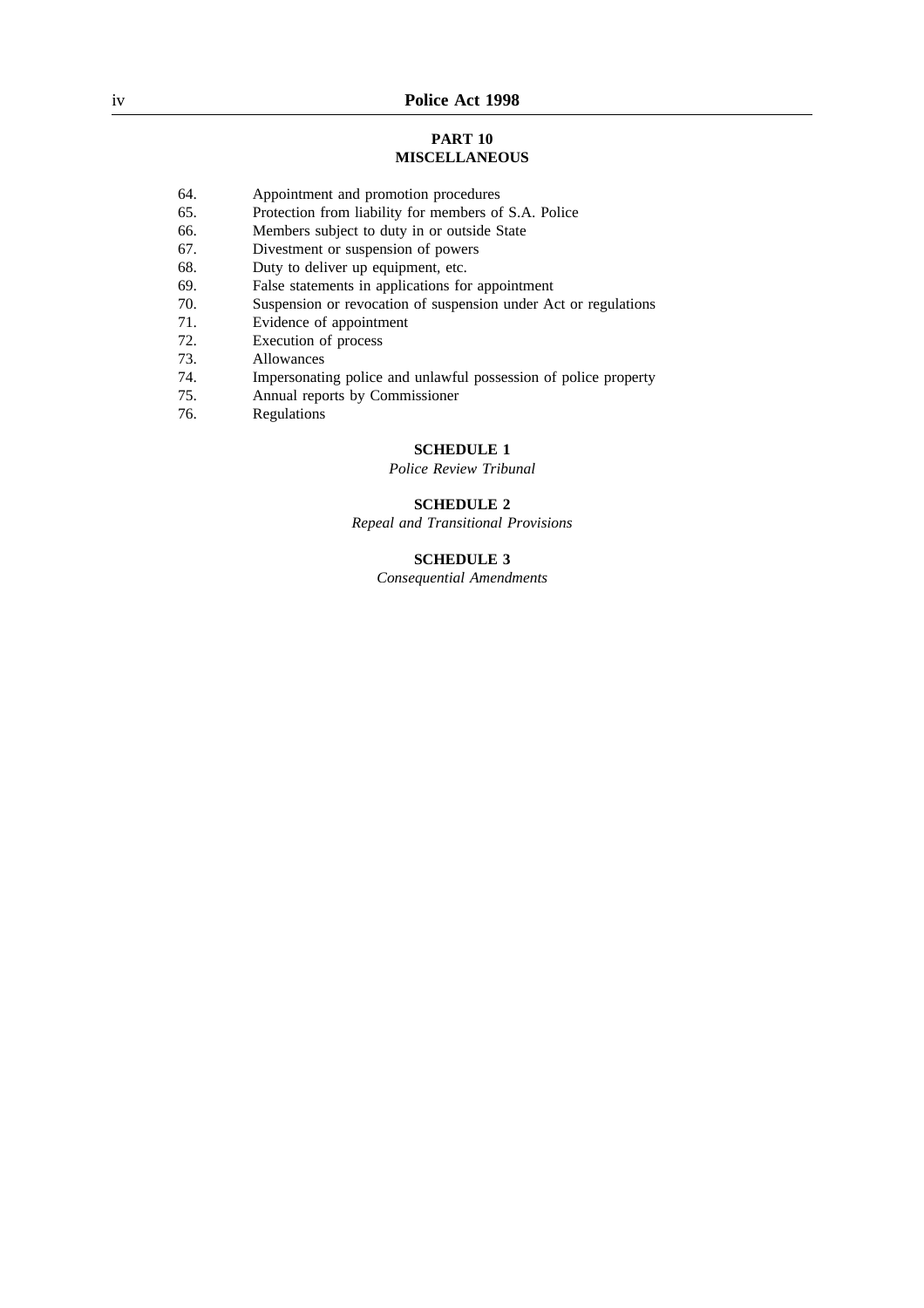## PART 10
## MISCELLANEOUS

64. Appointment and promotion procedures
65. Protection from liability for members of S.A. Police
66. Members subject to duty in or outside State
67. Divestment or suspension of powers
68. Duty to deliver up equipment, etc.
69. False statements in applications for appointment
70. Suspension or revocation of suspension under Act or regulations
71. Evidence of appointment
72. Execution of process
73. Allowances
74. Impersonating police and unlawful possession of police property
75. Annual reports by Commissioner
76. Regulations

**SCHEDULE 1**

*Police Review Tribunal*

**SCHEDULE 2**

*Repeal and Transitional Provisions*

**SCHEDULE 3**

*Consequential Amendments*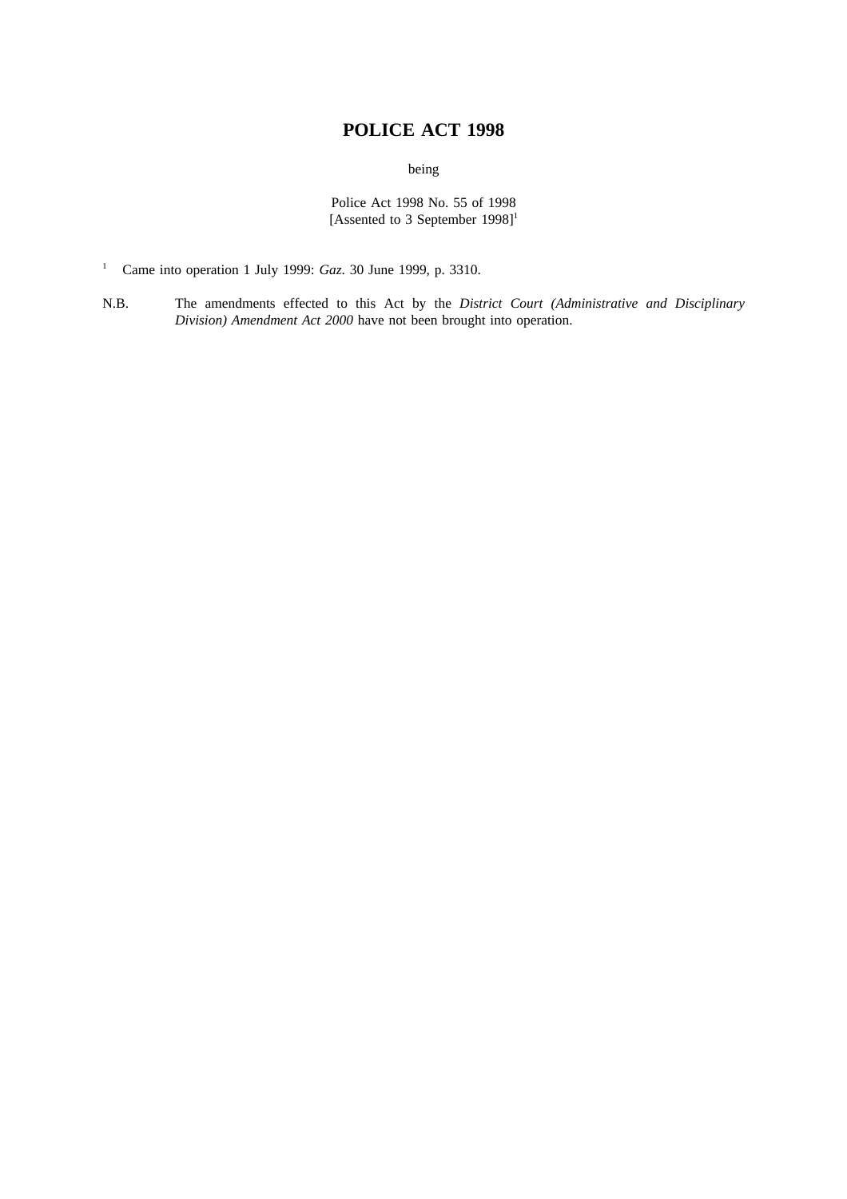# POLICE ACT 1998

being

Police Act 1998 No. 55 of 1998
[Assented to 3 September 1998][1]

[1] Came into operation 1 July 1999: *Gaz*. 30 June 1999, p. 3310.

N.B. The amendments effected to this Act by the *District Court (Administrative and Disciplinary Division) Amendment Act 2000* have not been brought into operation.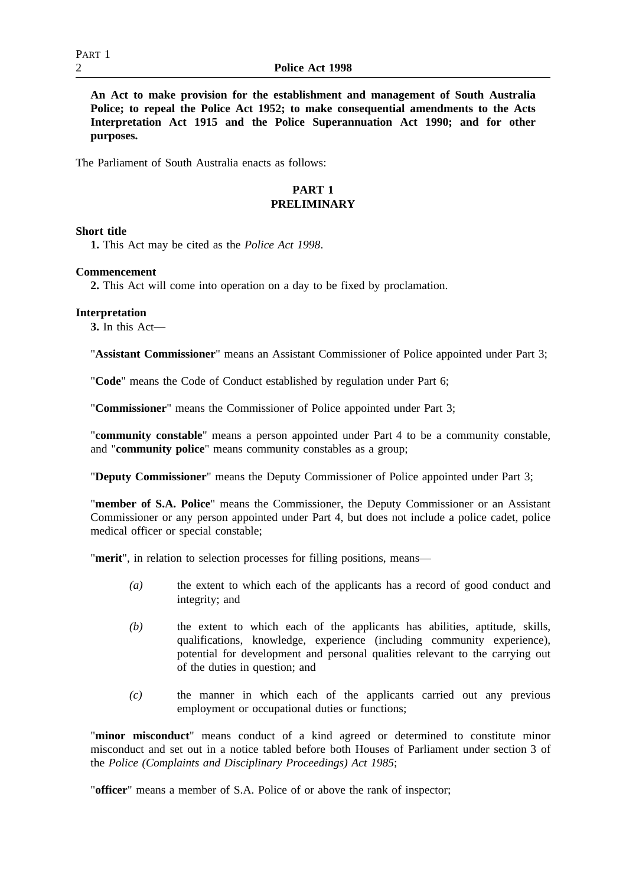**An Act to make provision for the establishment and management of South Australia Police; to repeal the Police Act 1952; to make consequential amendments to the Acts Interpretation Act 1915 and the Police Superannuation Act 1990; and for other purposes.**

The Parliament of South Australia enacts as follows:

## PART 1
## PRELIMINARY

**Short title**

**1.** This Act may be cited as the *Police Act 1998*.

**Commencement**

**2.** This Act will come into operation on a day to be fixed by proclamation.

**Interpretation**

**3.** In this Act—

"**Assistant Commissioner**" means an Assistant Commissioner of Police appointed under Part 3;

"**Code**" means the Code of Conduct established by regulation under Part 6;

"**Commissioner**" means the Commissioner of Police appointed under Part 3;

"**community constable**" means a person appointed under Part 4 to be a community constable, and "**community police**" means community constables as a group;

"**Deputy Commissioner**" means the Deputy Commissioner of Police appointed under Part 3;

"**member of S.A. Police**" means the Commissioner, the Deputy Commissioner or an Assistant Commissioner or any person appointed under Part 4, but does not include a police cadet, police medical officer or special constable;

"**merit**", in relation to selection processes for filling positions, means—

*(a)* the extent to which each of the applicants has a record of good conduct and integrity; and

*(b)* the extent to which each of the applicants has abilities, aptitude, skills, qualifications, knowledge, experience (including community experience), potential for development and personal qualities relevant to the carrying out of the duties in question; and

*(c)* the manner in which each of the applicants carried out any previous employment or occupational duties or functions;

"**minor misconduct**" means conduct of a kind agreed or determined to constitute minor misconduct and set out in a notice tabled before both Houses of Parliament under section 3 of the *Police (Complaints and Disciplinary Proceedings) Act 1985*;

"**officer**" means a member of S.A. Police of or above the rank of inspector;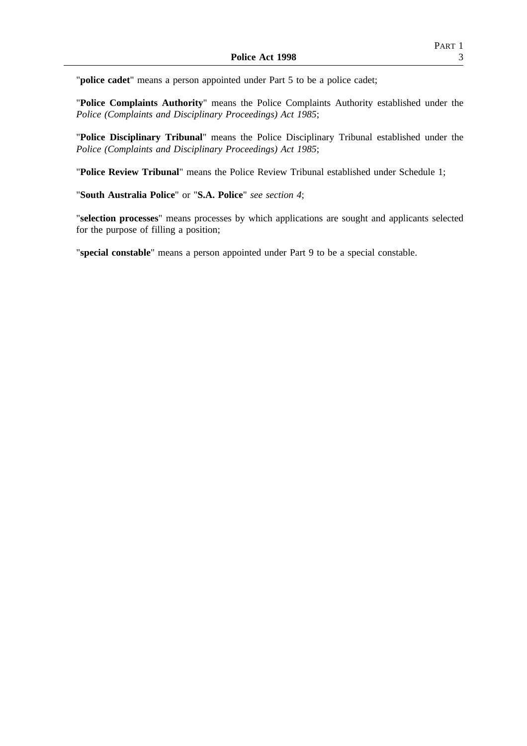"**police cadet**" means a person appointed under Part 5 to be a police cadet;

"**Police Complaints Authority**" means the Police Complaints Authority established under the *Police (Complaints and Disciplinary Proceedings) Act 1985*;

"**Police Disciplinary Tribunal**" means the Police Disciplinary Tribunal established under the *Police (Complaints and Disciplinary Proceedings) Act 1985*;

"**Police Review Tribunal**" means the Police Review Tribunal established under Schedule 1;

"**South Australia Police**" or "**S.A. Police**" *see section 4*;

"**selection processes**" means processes by which applications are sought and applicants selected for the purpose of filling a position;

"**special constable**" means a person appointed under Part 9 to be a special constable.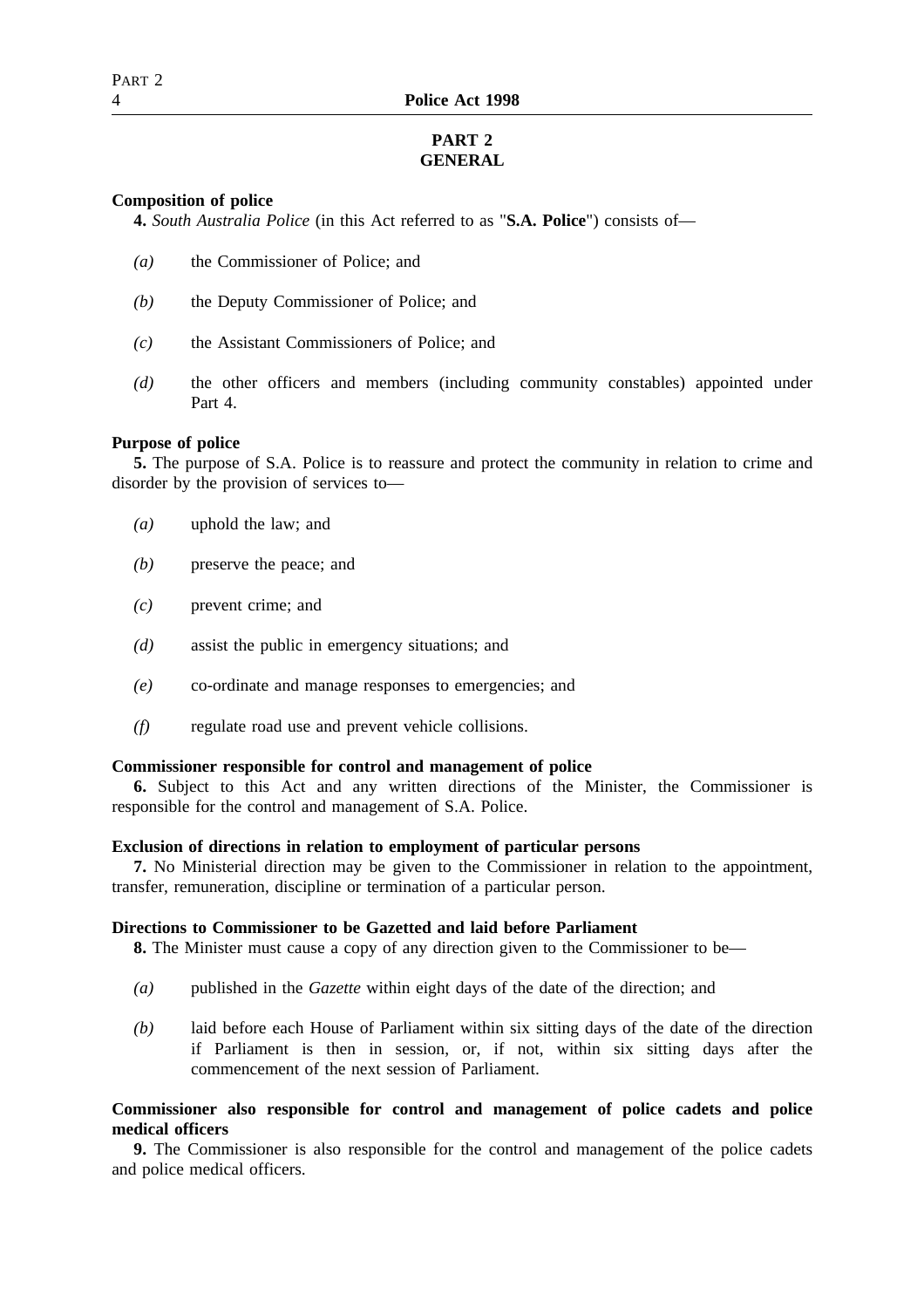# PART 2
# GENERAL

**Composition of police**

**4.** *South Australia Police* (in this Act referred to as "**S.A. Police**") consists of—

*(a)* the Commissioner of Police; and

*(b)* the Deputy Commissioner of Police; and

*(c)* the Assistant Commissioners of Police; and

*(d)* the other officers and members (including community constables) appointed under Part 4.

**Purpose of police**

**5.** The purpose of S.A. Police is to reassure and protect the community in relation to crime and disorder by the provision of services to—

*(a)* uphold the law; and

*(b)* preserve the peace; and

*(c)* prevent crime; and

*(d)* assist the public in emergency situations; and

*(e)* co-ordinate and manage responses to emergencies; and

*(f)* regulate road use and prevent vehicle collisions.

**Commissioner responsible for control and management of police**

**6.** Subject to this Act and any written directions of the Minister, the Commissioner is responsible for the control and management of S.A. Police.

**Exclusion of directions in relation to employment of particular persons**

**7.** No Ministerial direction may be given to the Commissioner in relation to the appointment, transfer, remuneration, discipline or termination of a particular person.

**Directions to Commissioner to be Gazetted and laid before Parliament**

**8.** The Minister must cause a copy of any direction given to the Commissioner to be—

*(a)* published in the *Gazette* within eight days of the date of the direction; and

*(b)* laid before each House of Parliament within six sitting days of the date of the direction if Parliament is then in session, or, if not, within six sitting days after the commencement of the next session of Parliament.

**Commissioner also responsible for control and management of police cadets and police medical officers**

**9.** The Commissioner is also responsible for the control and management of the police cadets and police medical officers.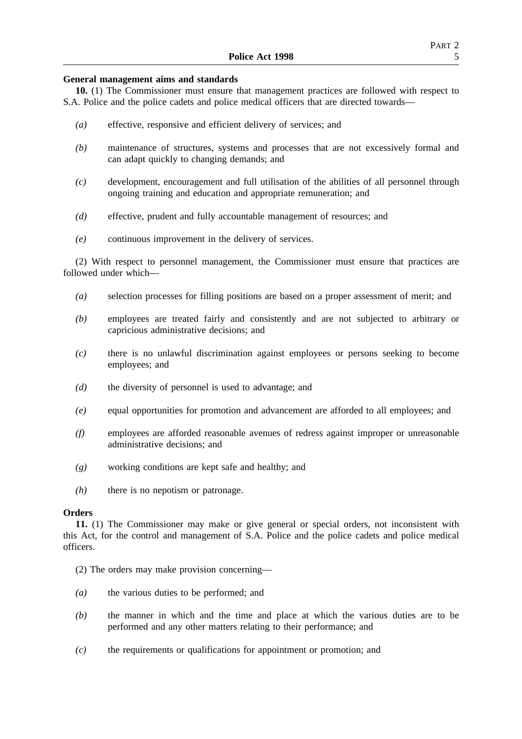**General management aims and standards**

**10.** (1) The Commissioner must ensure that management practices are followed with respect to S.A. Police and the police cadets and police medical officers that are directed towards—

*(a)* effective, responsive and efficient delivery of services; and

*(b)* maintenance of structures, systems and processes that are not excessively formal and can adapt quickly to changing demands; and

*(c)* development, encouragement and full utilisation of the abilities of all personnel through ongoing training and education and appropriate remuneration; and

*(d)* effective, prudent and fully accountable management of resources; and

*(e)* continuous improvement in the delivery of services.

(2) With respect to personnel management, the Commissioner must ensure that practices are followed under which—

*(a)* selection processes for filling positions are based on a proper assessment of merit; and

*(b)* employees are treated fairly and consistently and are not subjected to arbitrary or capricious administrative decisions; and

*(c)* there is no unlawful discrimination against employees or persons seeking to become employees; and

*(d)* the diversity of personnel is used to advantage; and

*(e)* equal opportunities for promotion and advancement are afforded to all employees; and

*(f)* employees are afforded reasonable avenues of redress against improper or unreasonable administrative decisions; and

*(g)* working conditions are kept safe and healthy; and

*(h)* there is no nepotism or patronage.

**Orders**

**11.** (1) The Commissioner may make or give general or special orders, not inconsistent with this Act, for the control and management of S.A. Police and the police cadets and police medical officers.

(2) The orders may make provision concerning—

*(a)* the various duties to be performed; and

*(b)* the manner in which and the time and place at which the various duties are to be performed and any other matters relating to their performance; and

*(c)* the requirements or qualifications for appointment or promotion; and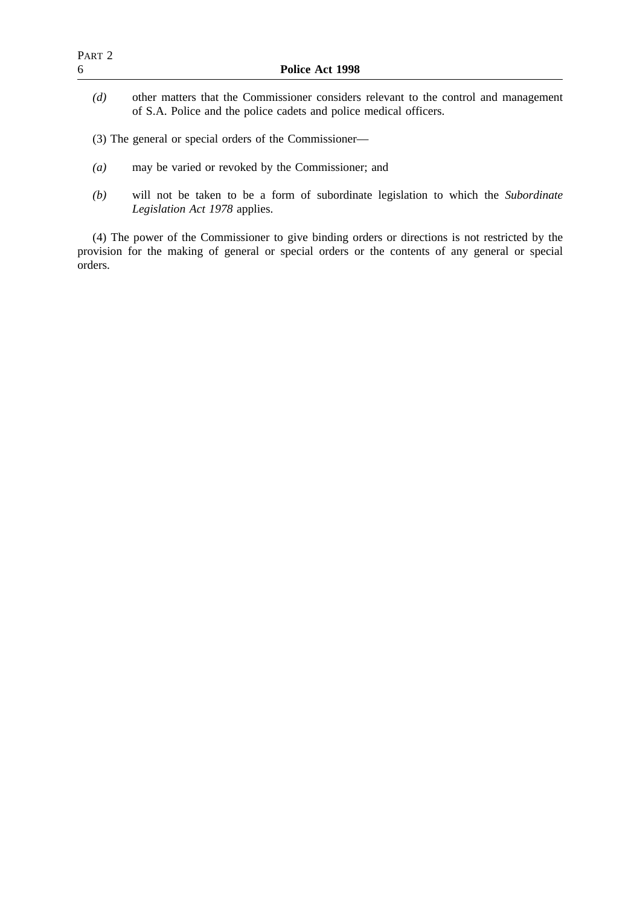*(d)* other matters that the Commissioner considers relevant to the control and management of S.A. Police and the police cadets and police medical officers.

(3) The general or special orders of the Commissioner—

*(a)* may be varied or revoked by the Commissioner; and

*(b)* will not be taken to be a form of subordinate legislation to which the *Subordinate Legislation Act 1978* applies.

(4) The power of the Commissioner to give binding orders or directions is not restricted by the provision for the making of general or special orders or the contents of any general or special orders.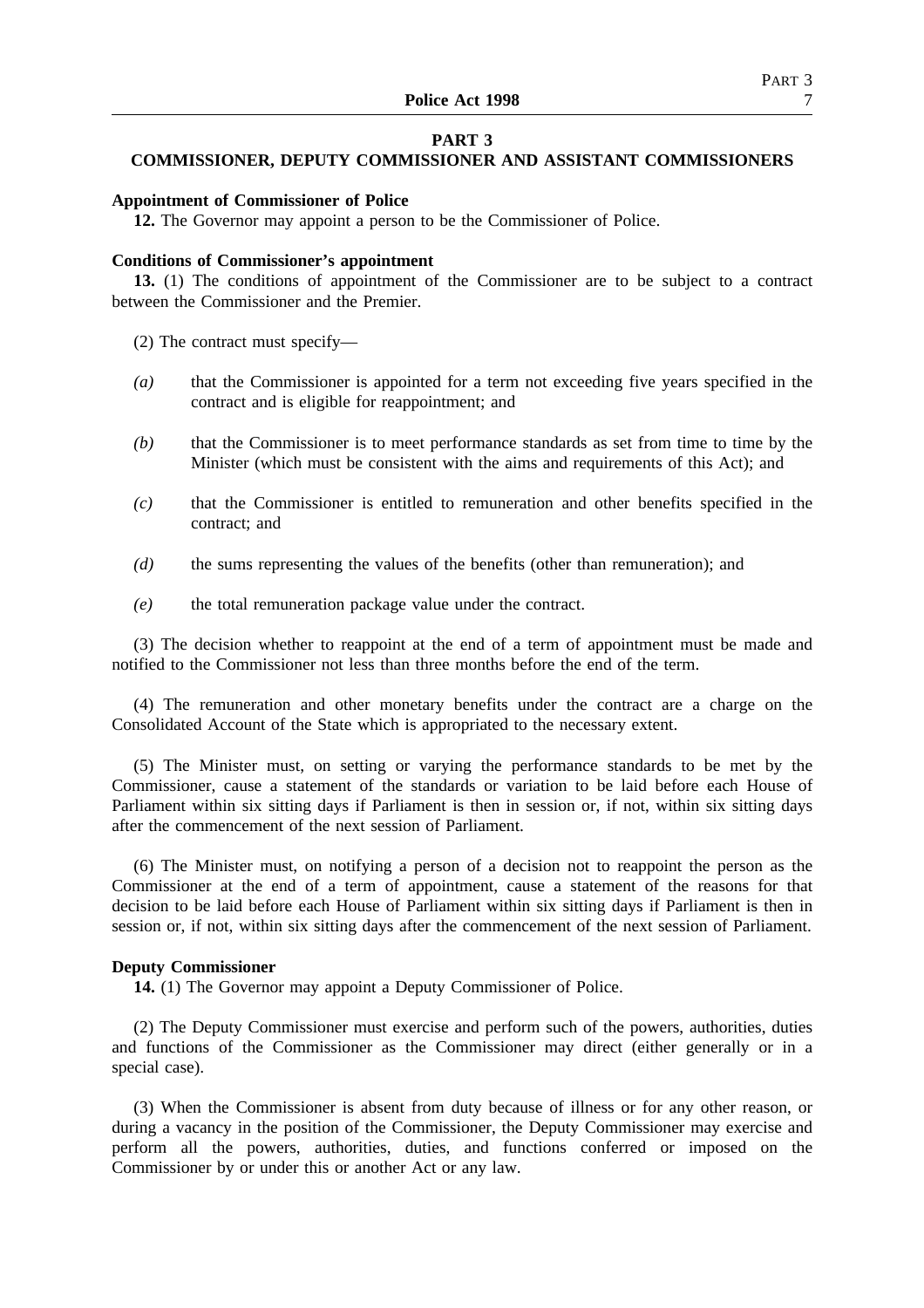## PART 3
## COMMISSIONER, DEPUTY COMMISSIONER AND ASSISTANT COMMISSIONERS

**Appointment of Commissioner of Police**

**12.** The Governor may appoint a person to be the Commissioner of Police.

**Conditions of Commissioner's appointment**

**13.** (1) The conditions of appointment of the Commissioner are to be subject to a contract between the Commissioner and the Premier.

(2) The contract must specify—

*(a)* that the Commissioner is appointed for a term not exceeding five years specified in the contract and is eligible for reappointment; and

*(b)* that the Commissioner is to meet performance standards as set from time to time by the Minister (which must be consistent with the aims and requirements of this Act); and

*(c)* that the Commissioner is entitled to remuneration and other benefits specified in the contract; and

*(d)* the sums representing the values of the benefits (other than remuneration); and

*(e)* the total remuneration package value under the contract.

(3) The decision whether to reappoint at the end of a term of appointment must be made and notified to the Commissioner not less than three months before the end of the term.

(4) The remuneration and other monetary benefits under the contract are a charge on the Consolidated Account of the State which is appropriated to the necessary extent.

(5) The Minister must, on setting or varying the performance standards to be met by the Commissioner, cause a statement of the standards or variation to be laid before each House of Parliament within six sitting days if Parliament is then in session or, if not, within six sitting days after the commencement of the next session of Parliament.

(6) The Minister must, on notifying a person of a decision not to reappoint the person as the Commissioner at the end of a term of appointment, cause a statement of the reasons for that decision to be laid before each House of Parliament within six sitting days if Parliament is then in session or, if not, within six sitting days after the commencement of the next session of Parliament.

**Deputy Commissioner**

**14.** (1) The Governor may appoint a Deputy Commissioner of Police.

(2) The Deputy Commissioner must exercise and perform such of the powers, authorities, duties and functions of the Commissioner as the Commissioner may direct (either generally or in a special case).

(3) When the Commissioner is absent from duty because of illness or for any other reason, or during a vacancy in the position of the Commissioner, the Deputy Commissioner may exercise and perform all the powers, authorities, duties, and functions conferred or imposed on the Commissioner by or under this or another Act or any law.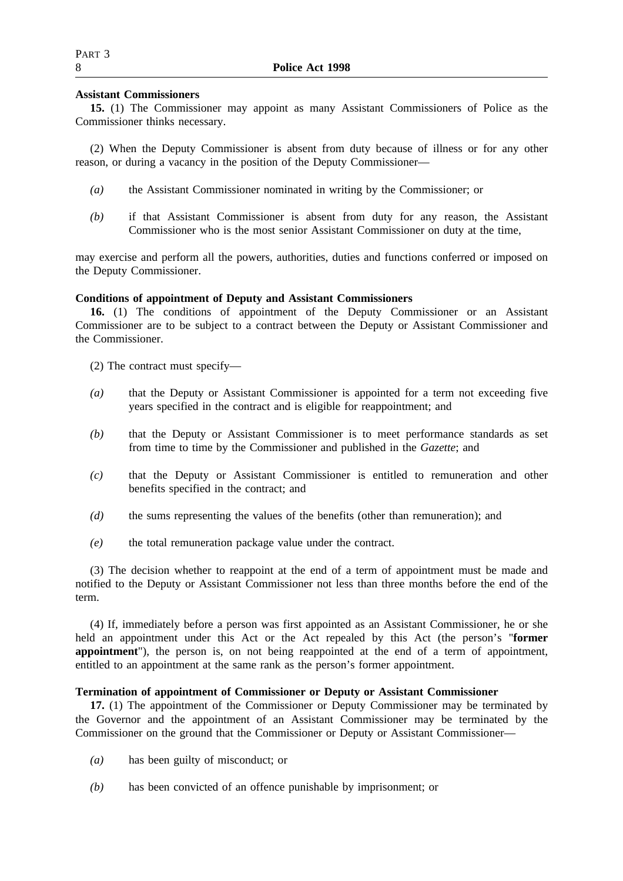**Assistant Commissioners**

**15.** (1) The Commissioner may appoint as many Assistant Commissioners of Police as the Commissioner thinks necessary.

(2) When the Deputy Commissioner is absent from duty because of illness or for any other reason, or during a vacancy in the position of the Deputy Commissioner—

- *(a)* the Assistant Commissioner nominated in writing by the Commissioner; or
- *(b)* if that Assistant Commissioner is absent from duty for any reason, the Assistant Commissioner who is the most senior Assistant Commissioner on duty at the time,

may exercise and perform all the powers, authorities, duties and functions conferred or imposed on the Deputy Commissioner.

**Conditions of appointment of Deputy and Assistant Commissioners**

**16.** (1) The conditions of appointment of the Deputy Commissioner or an Assistant Commissioner are to be subject to a contract between the Deputy or Assistant Commissioner and the Commissioner.

(2) The contract must specify—

- *(a)* that the Deputy or Assistant Commissioner is appointed for a term not exceeding five years specified in the contract and is eligible for reappointment; and
- *(b)* that the Deputy or Assistant Commissioner is to meet performance standards as set from time to time by the Commissioner and published in the *Gazette*; and
- *(c)* that the Deputy or Assistant Commissioner is entitled to remuneration and other benefits specified in the contract; and
- *(d)* the sums representing the values of the benefits (other than remuneration); and
- *(e)* the total remuneration package value under the contract.

(3) The decision whether to reappoint at the end of a term of appointment must be made and notified to the Deputy or Assistant Commissioner not less than three months before the end of the term.

(4) If, immediately before a person was first appointed as an Assistant Commissioner, he or she held an appointment under this Act or the Act repealed by this Act (the person's "**former appointment**"), the person is, on not being reappointed at the end of a term of appointment, entitled to an appointment at the same rank as the person's former appointment.

**Termination of appointment of Commissioner or Deputy or Assistant Commissioner**

**17.** (1) The appointment of the Commissioner or Deputy Commissioner may be terminated by the Governor and the appointment of an Assistant Commissioner may be terminated by the Commissioner on the ground that the Commissioner or Deputy or Assistant Commissioner—

- *(a)* has been guilty of misconduct; or
- *(b)* has been convicted of an offence punishable by imprisonment; or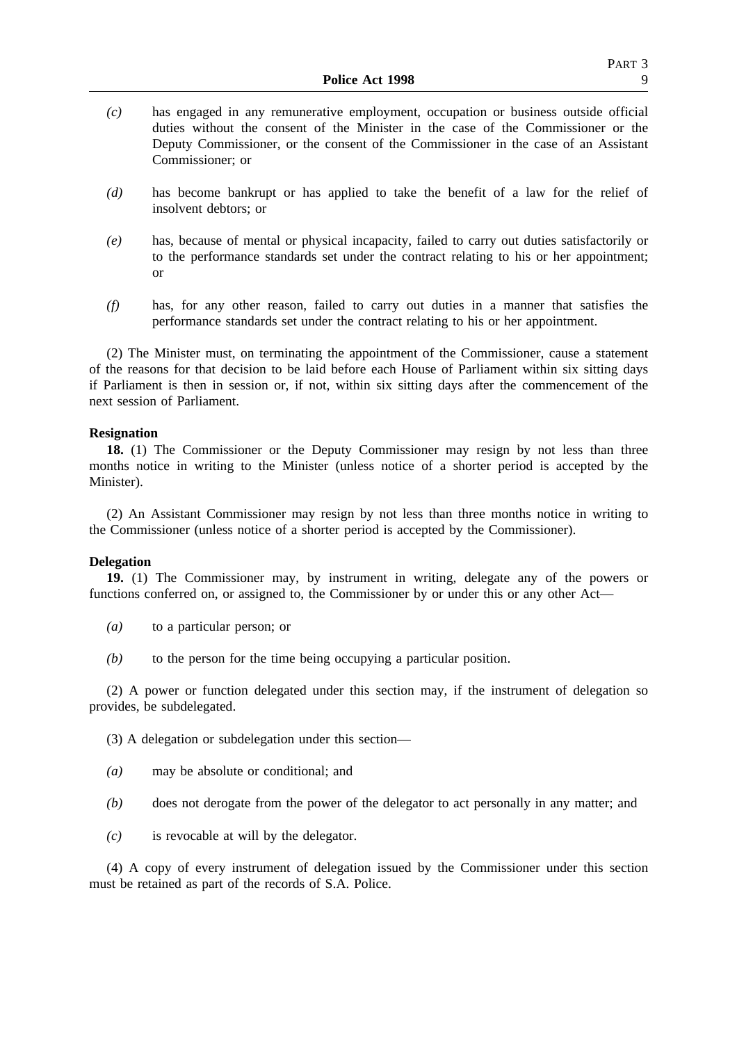*(c)* has engaged in any remunerative employment, occupation or business outside official duties without the consent of the Minister in the case of the Commissioner or the Deputy Commissioner, or the consent of the Commissioner in the case of an Assistant Commissioner; or

*(d)* has become bankrupt or has applied to take the benefit of a law for the relief of insolvent debtors; or

*(e)* has, because of mental or physical incapacity, failed to carry out duties satisfactorily or to the performance standards set under the contract relating to his or her appointment; or

*(f)* has, for any other reason, failed to carry out duties in a manner that satisfies the performance standards set under the contract relating to his or her appointment.

(2) The Minister must, on terminating the appointment of the Commissioner, cause a statement of the reasons for that decision to be laid before each House of Parliament within six sitting days if Parliament is then in session or, if not, within six sitting days after the commencement of the next session of Parliament.

**Resignation**

**18.** (1) The Commissioner or the Deputy Commissioner may resign by not less than three months notice in writing to the Minister (unless notice of a shorter period is accepted by the Minister).

(2) An Assistant Commissioner may resign by not less than three months notice in writing to the Commissioner (unless notice of a shorter period is accepted by the Commissioner).

**Delegation**

**19.** (1) The Commissioner may, by instrument in writing, delegate any of the powers or functions conferred on, or assigned to, the Commissioner by or under this or any other Act—

*(a)* to a particular person; or

*(b)* to the person for the time being occupying a particular position.

(2) A power or function delegated under this section may, if the instrument of delegation so provides, be subdelegated.

(3) A delegation or subdelegation under this section—

*(a)* may be absolute or conditional; and

*(b)* does not derogate from the power of the delegator to act personally in any matter; and

*(c)* is revocable at will by the delegator.

(4) A copy of every instrument of delegation issued by the Commissioner under this section must be retained as part of the records of S.A. Police.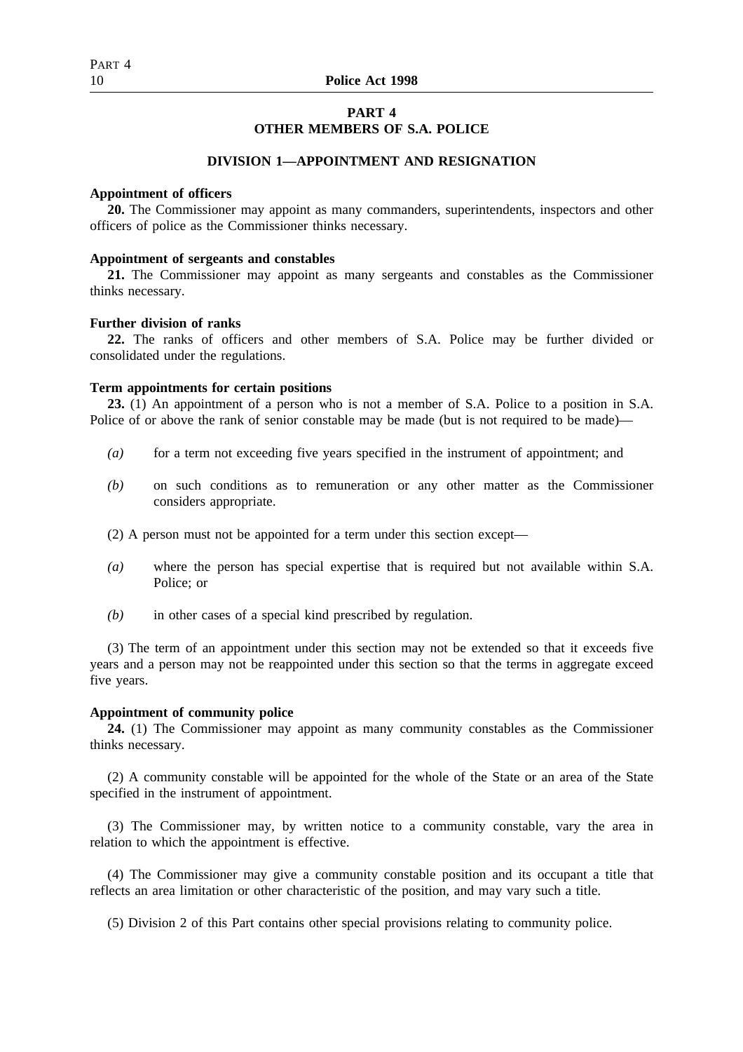## PART 4
## OTHER MEMBERS OF S.A. POLICE

### DIVISION 1—APPOINTMENT AND RESIGNATION

**Appointment of officers**

**20.** The Commissioner may appoint as many commanders, superintendents, inspectors and other officers of police as the Commissioner thinks necessary.

**Appointment of sergeants and constables**

**21.** The Commissioner may appoint as many sergeants and constables as the Commissioner thinks necessary.

**Further division of ranks**

**22.** The ranks of officers and other members of S.A. Police may be further divided or consolidated under the regulations.

**Term appointments for certain positions**

**23.** (1) An appointment of a person who is not a member of S.A. Police to a position in S.A. Police of or above the rank of senior constable may be made (but is not required to be made)—

*(a)* for a term not exceeding five years specified in the instrument of appointment; and

*(b)* on such conditions as to remuneration or any other matter as the Commissioner considers appropriate.

(2) A person must not be appointed for a term under this section except—

*(a)* where the person has special expertise that is required but not available within S.A. Police; or

*(b)* in other cases of a special kind prescribed by regulation.

(3) The term of an appointment under this section may not be extended so that it exceeds five years and a person may not be reappointed under this section so that the terms in aggregate exceed five years.

**Appointment of community police**

**24.** (1) The Commissioner may appoint as many community constables as the Commissioner thinks necessary.

(2) A community constable will be appointed for the whole of the State or an area of the State specified in the instrument of appointment.

(3) The Commissioner may, by written notice to a community constable, vary the area in relation to which the appointment is effective.

(4) The Commissioner may give a community constable position and its occupant a title that reflects an area limitation or other characteristic of the position, and may vary such a title.

(5) Division 2 of this Part contains other special provisions relating to community police.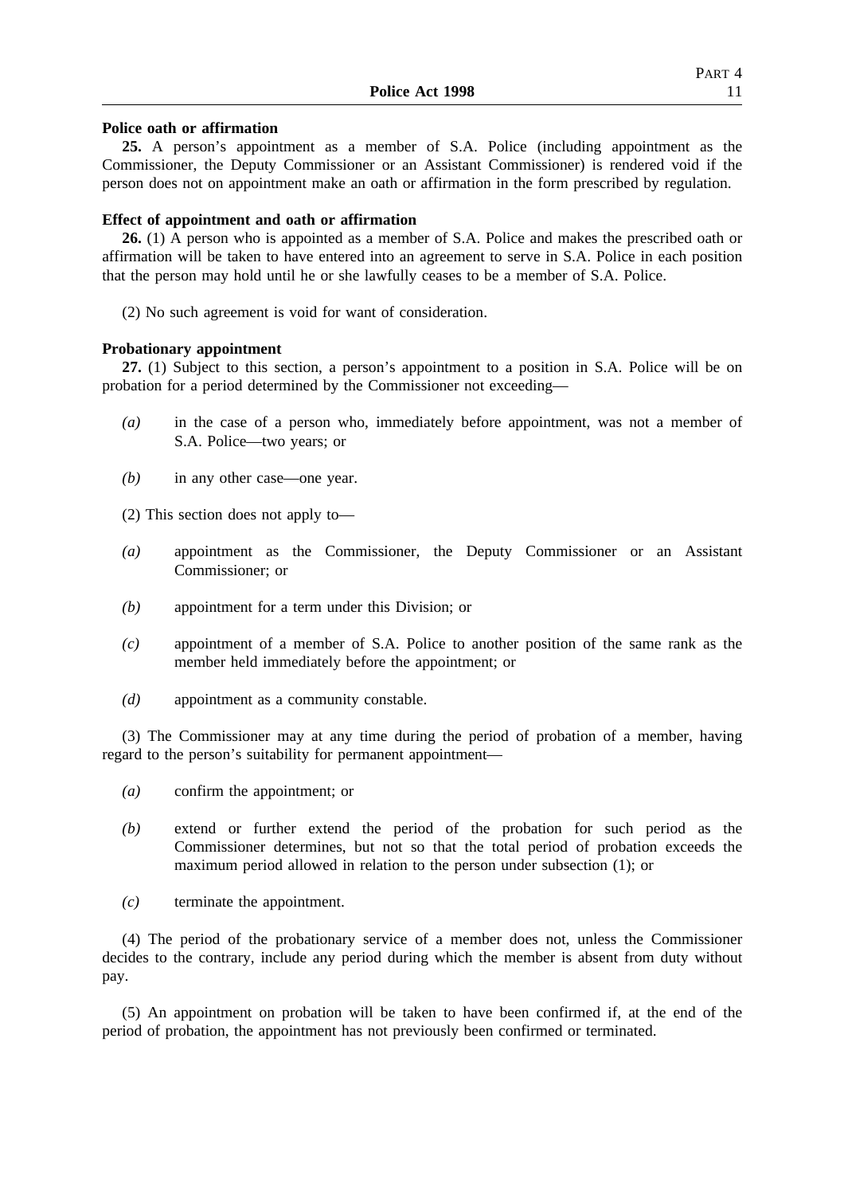**Police oath or affirmation**

**25.** A person's appointment as a member of S.A. Police (including appointment as the Commissioner, the Deputy Commissioner or an Assistant Commissioner) is rendered void if the person does not on appointment make an oath or affirmation in the form prescribed by regulation.

**Effect of appointment and oath or affirmation**

**26.** (1) A person who is appointed as a member of S.A. Police and makes the prescribed oath or affirmation will be taken to have entered into an agreement to serve in S.A. Police in each position that the person may hold until he or she lawfully ceases to be a member of S.A. Police.

(2) No such agreement is void for want of consideration.

**Probationary appointment**

**27.** (1) Subject to this section, a person's appointment to a position in S.A. Police will be on probation for a period determined by the Commissioner not exceeding—

*(a)* in the case of a person who, immediately before appointment, was not a member of S.A. Police—two years; or

*(b)* in any other case—one year.

(2) This section does not apply to—

*(a)* appointment as the Commissioner, the Deputy Commissioner or an Assistant Commissioner; or

*(b)* appointment for a term under this Division; or

*(c)* appointment of a member of S.A. Police to another position of the same rank as the member held immediately before the appointment; or

*(d)* appointment as a community constable.

(3) The Commissioner may at any time during the period of probation of a member, having regard to the person's suitability for permanent appointment—

*(a)* confirm the appointment; or

*(b)* extend or further extend the period of the probation for such period as the Commissioner determines, but not so that the total period of probation exceeds the maximum period allowed in relation to the person under subsection (1); or

*(c)* terminate the appointment.

(4) The period of the probationary service of a member does not, unless the Commissioner decides to the contrary, include any period during which the member is absent from duty without pay.

(5) An appointment on probation will be taken to have been confirmed if, at the end of the period of probation, the appointment has not previously been confirmed or terminated.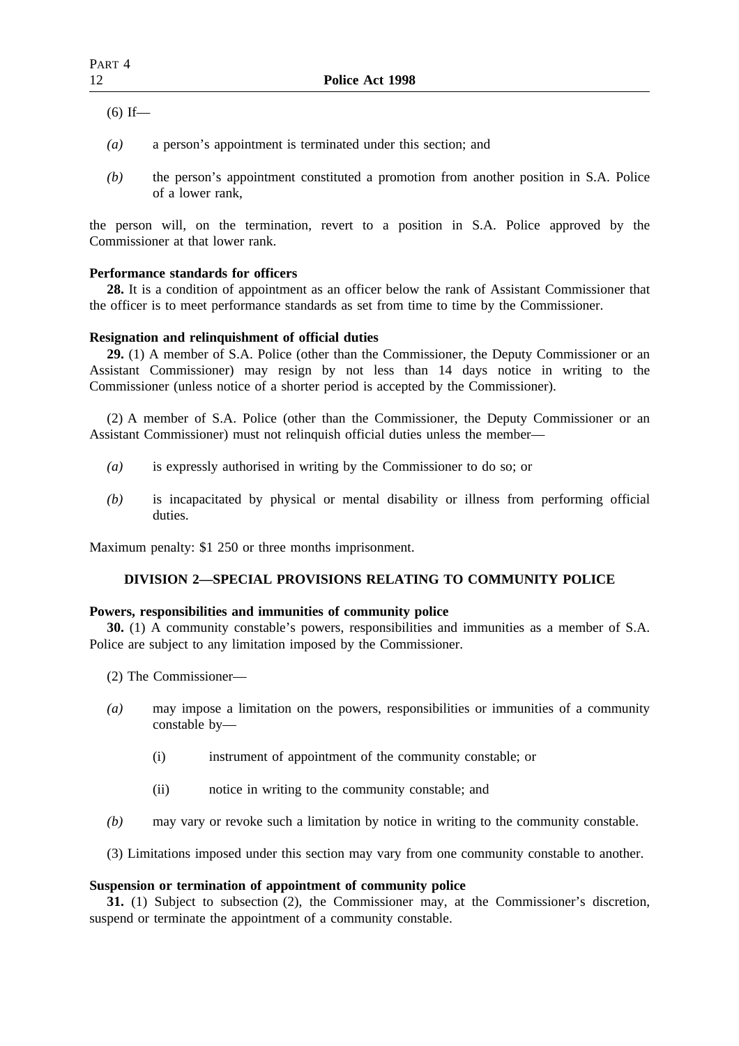(6) If—

*(a)* a person's appointment is terminated under this section; and

*(b)* the person's appointment constituted a promotion from another position in S.A. Police of a lower rank,

the person will, on the termination, revert to a position in S.A. Police approved by the Commissioner at that lower rank.

**Performance standards for officers**

**28.** It is a condition of appointment as an officer below the rank of Assistant Commissioner that the officer is to meet performance standards as set from time to time by the Commissioner.

**Resignation and relinquishment of official duties**

**29.** (1) A member of S.A. Police (other than the Commissioner, the Deputy Commissioner or an Assistant Commissioner) may resign by not less than 14 days notice in writing to the Commissioner (unless notice of a shorter period is accepted by the Commissioner).

(2) A member of S.A. Police (other than the Commissioner, the Deputy Commissioner or an Assistant Commissioner) must not relinquish official duties unless the member—

*(a)* is expressly authorised in writing by the Commissioner to do so; or

*(b)* is incapacitated by physical or mental disability or illness from performing official duties.

Maximum penalty: $1 250 or three months imprisonment.

## DIVISION 2—SPECIAL PROVISIONS RELATING TO COMMUNITY POLICE

**Powers, responsibilities and immunities of community police**

**30.** (1) A community constable's powers, responsibilities and immunities as a member of S.A. Police are subject to any limitation imposed by the Commissioner.

(2) The Commissioner—

*(a)* may impose a limitation on the powers, responsibilities or immunities of a community constable by—

(i) instrument of appointment of the community constable; or

(ii) notice in writing to the community constable; and

*(b)* may vary or revoke such a limitation by notice in writing to the community constable.

(3) Limitations imposed under this section may vary from one community constable to another.

**Suspension or termination of appointment of community police**

**31.** (1) Subject to subsection (2), the Commissioner may, at the Commissioner's discretion, suspend or terminate the appointment of a community constable.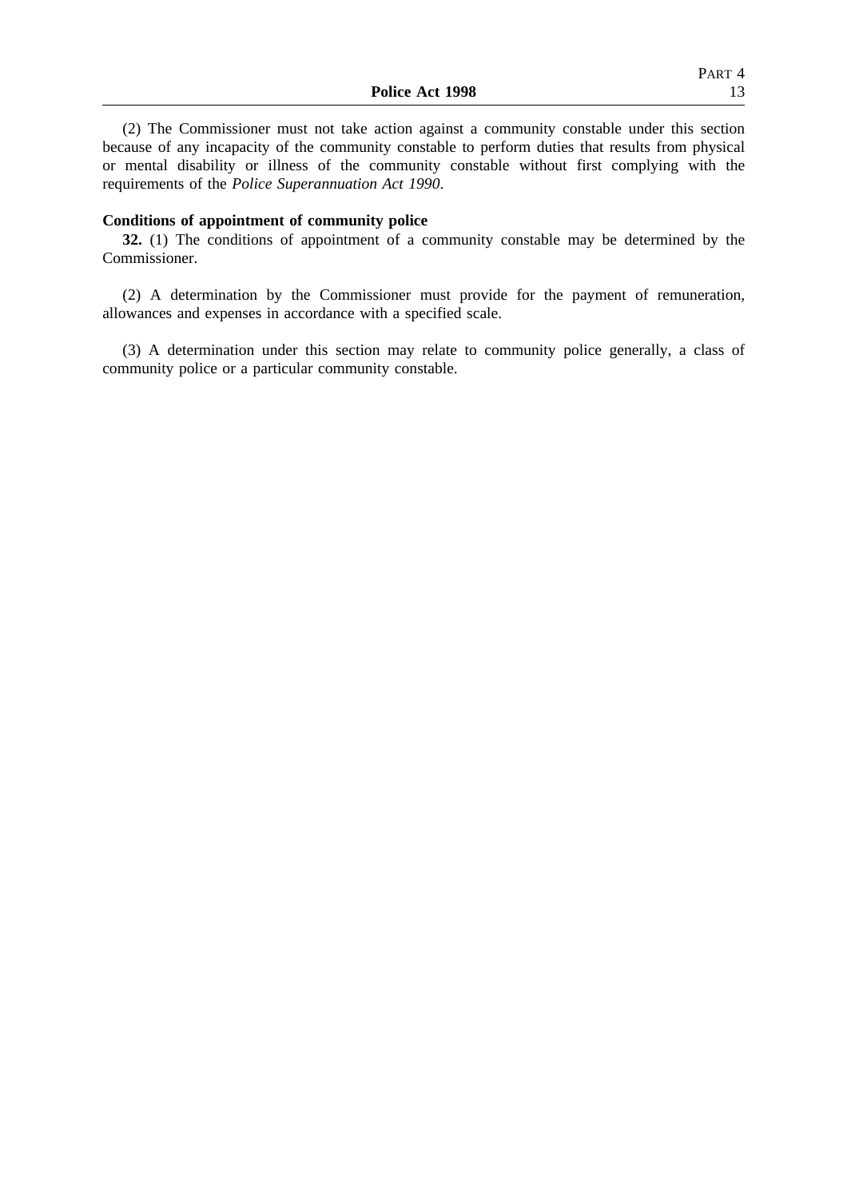(2) The Commissioner must not take action against a community constable under this section because of any incapacity of the community constable to perform duties that results from physical or mental disability or illness of the community constable without first complying with the requirements of the *Police Superannuation Act 1990*.

**Conditions of appointment of community police**

**32.** (1) The conditions of appointment of a community constable may be determined by the Commissioner.

(2) A determination by the Commissioner must provide for the payment of remuneration, allowances and expenses in accordance with a specified scale.

(3) A determination under this section may relate to community police generally, a class of community police or a particular community constable.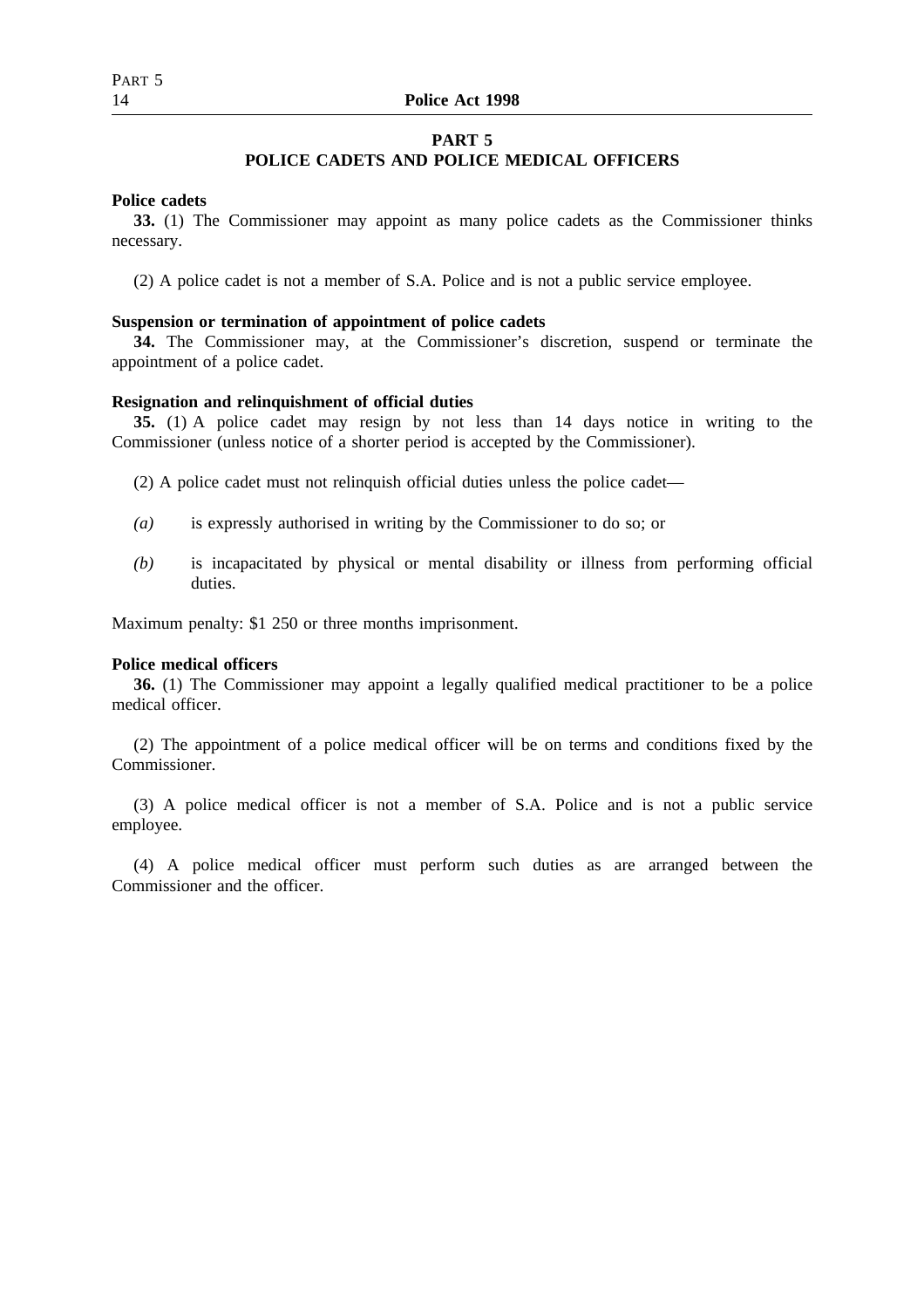## PART 5
## POLICE CADETS AND POLICE MEDICAL OFFICERS

**Police cadets**

**33.** (1) The Commissioner may appoint as many police cadets as the Commissioner thinks necessary.

(2) A police cadet is not a member of S.A. Police and is not a public service employee.

**Suspension or termination of appointment of police cadets**

**34.** The Commissioner may, at the Commissioner's discretion, suspend or terminate the appointment of a police cadet.

**Resignation and relinquishment of official duties**

**35.** (1) A police cadet may resign by not less than 14 days notice in writing to the Commissioner (unless notice of a shorter period is accepted by the Commissioner).

(2) A police cadet must not relinquish official duties unless the police cadet—

*(a)* is expressly authorised in writing by the Commissioner to do so; or

*(b)* is incapacitated by physical or mental disability or illness from performing official duties.

Maximum penalty: $1 250 or three months imprisonment.

**Police medical officers**

**36.** (1) The Commissioner may appoint a legally qualified medical practitioner to be a police medical officer.

(2) The appointment of a police medical officer will be on terms and conditions fixed by the Commissioner.

(3) A police medical officer is not a member of S.A. Police and is not a public service employee.

(4) A police medical officer must perform such duties as are arranged between the Commissioner and the officer.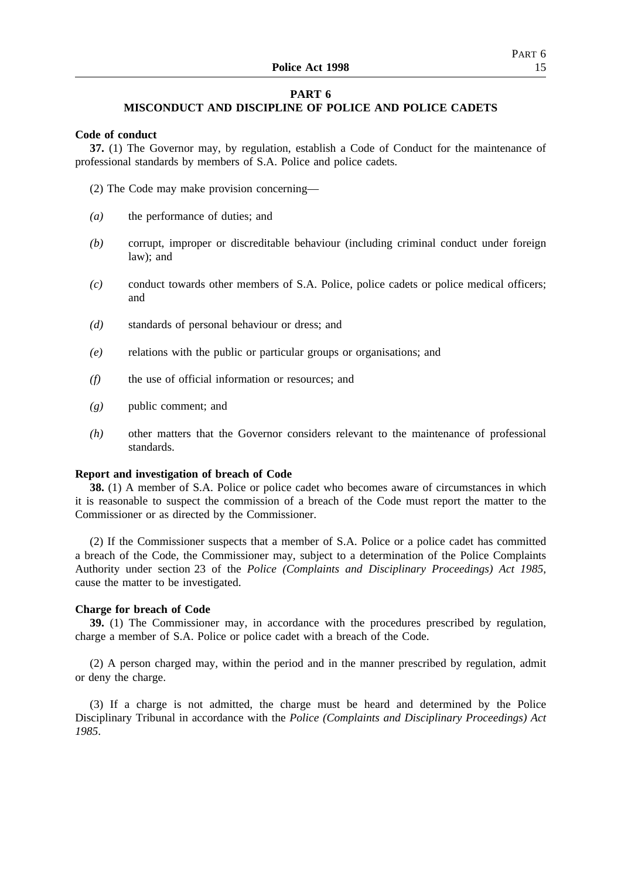## PART 6
## MISCONDUCT AND DISCIPLINE OF POLICE AND POLICE CADETS

**Code of conduct**

**37.** (1) The Governor may, by regulation, establish a Code of Conduct for the maintenance of professional standards by members of S.A. Police and police cadets.

(2) The Code may make provision concerning—

*(a)* the performance of duties; and

*(b)* corrupt, improper or discreditable behaviour (including criminal conduct under foreign law); and

*(c)* conduct towards other members of S.A. Police, police cadets or police medical officers; and

*(d)* standards of personal behaviour or dress; and

*(e)* relations with the public or particular groups or organisations; and

*(f)* the use of official information or resources; and

*(g)* public comment; and

*(h)* other matters that the Governor considers relevant to the maintenance of professional standards.

**Report and investigation of breach of Code**

**38.** (1) A member of S.A. Police or police cadet who becomes aware of circumstances in which it is reasonable to suspect the commission of a breach of the Code must report the matter to the Commissioner or as directed by the Commissioner.

(2) If the Commissioner suspects that a member of S.A. Police or a police cadet has committed a breach of the Code, the Commissioner may, subject to a determination of the Police Complaints Authority under section 23 of the *Police (Complaints and Disciplinary Proceedings) Act 1985*, cause the matter to be investigated.

**Charge for breach of Code**

**39.** (1) The Commissioner may, in accordance with the procedures prescribed by regulation, charge a member of S.A. Police or police cadet with a breach of the Code.

(2) A person charged may, within the period and in the manner prescribed by regulation, admit or deny the charge.

(3) If a charge is not admitted, the charge must be heard and determined by the Police Disciplinary Tribunal in accordance with the *Police (Complaints and Disciplinary Proceedings) Act 1985*.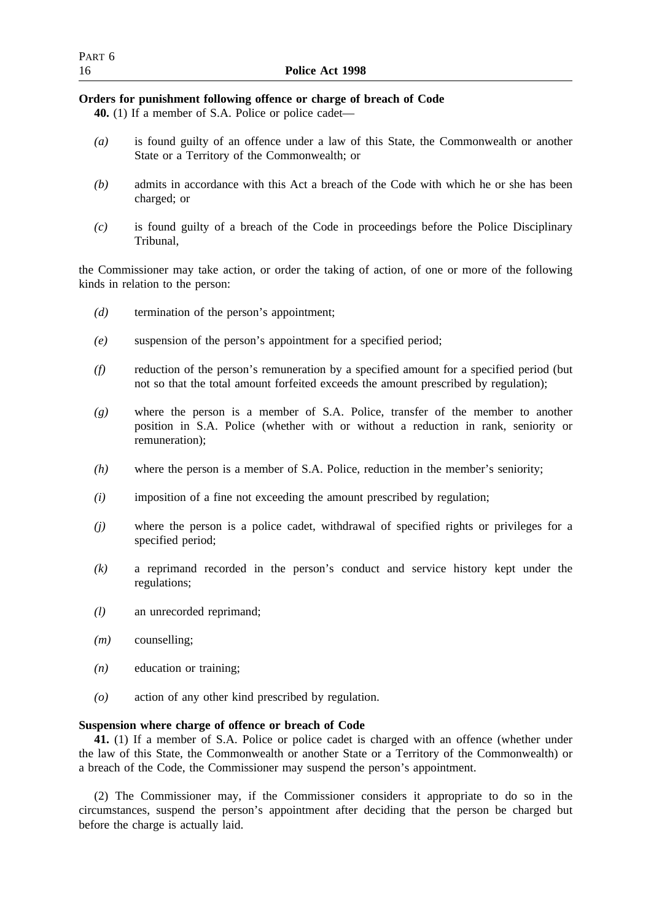**Orders for punishment following offence or charge of breach of Code**

**40.** (1) If a member of S.A. Police or police cadet—

*(a)* is found guilty of an offence under a law of this State, the Commonwealth or another State or a Territory of the Commonwealth; or

*(b)* admits in accordance with this Act a breach of the Code with which he or she has been charged; or

*(c)* is found guilty of a breach of the Code in proceedings before the Police Disciplinary Tribunal,

the Commissioner may take action, or order the taking of action, of one or more of the following kinds in relation to the person:

*(d)* termination of the person's appointment;

*(e)* suspension of the person's appointment for a specified period;

*(f)* reduction of the person's remuneration by a specified amount for a specified period (but not so that the total amount forfeited exceeds the amount prescribed by regulation);

*(g)* where the person is a member of S.A. Police, transfer of the member to another position in S.A. Police (whether with or without a reduction in rank, seniority or remuneration);

*(h)* where the person is a member of S.A. Police, reduction in the member's seniority;

*(i)* imposition of a fine not exceeding the amount prescribed by regulation;

*(j)* where the person is a police cadet, withdrawal of specified rights or privileges for a specified period;

*(k)* a reprimand recorded in the person's conduct and service history kept under the regulations;

*(l)* an unrecorded reprimand;

*(m)* counselling;

*(n)* education or training;

*(o)* action of any other kind prescribed by regulation.

**Suspension where charge of offence or breach of Code**

**41.** (1) If a member of S.A. Police or police cadet is charged with an offence (whether under the law of this State, the Commonwealth or another State or a Territory of the Commonwealth) or a breach of the Code, the Commissioner may suspend the person's appointment.

(2) The Commissioner may, if the Commissioner considers it appropriate to do so in the circumstances, suspend the person's appointment after deciding that the person be charged but before the charge is actually laid.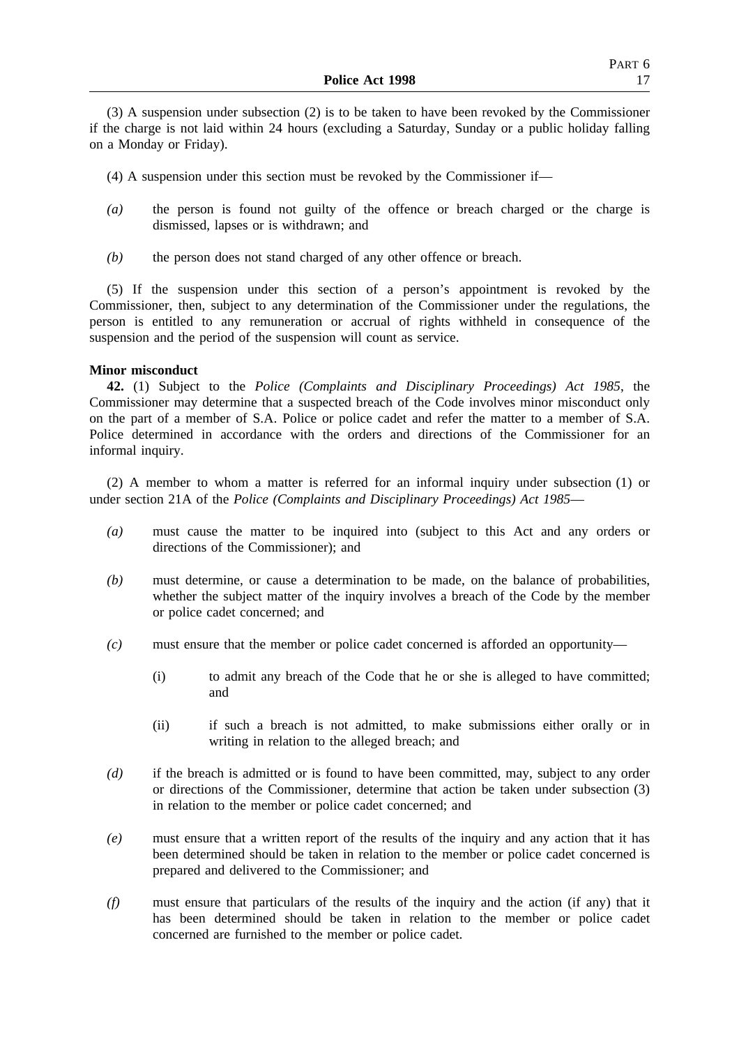(3) A suspension under subsection (2) is to be taken to have been revoked by the Commissioner if the charge is not laid within 24 hours (excluding a Saturday, Sunday or a public holiday falling on a Monday or Friday).

(4) A suspension under this section must be revoked by the Commissioner if—

*(a)* the person is found not guilty of the offence or breach charged or the charge is dismissed, lapses or is withdrawn; and

*(b)* the person does not stand charged of any other offence or breach.

(5) If the suspension under this section of a person's appointment is revoked by the Commissioner, then, subject to any determination of the Commissioner under the regulations, the person is entitled to any remuneration or accrual of rights withheld in consequence of the suspension and the period of the suspension will count as service.

**Minor misconduct**

**42.** (1) Subject to the *Police (Complaints and Disciplinary Proceedings) Act 1985*, the Commissioner may determine that a suspected breach of the Code involves minor misconduct only on the part of a member of S.A. Police or police cadet and refer the matter to a member of S.A. Police determined in accordance with the orders and directions of the Commissioner for an informal inquiry.

(2) A member to whom a matter is referred for an informal inquiry under subsection (1) or under section 21A of the *Police (Complaints and Disciplinary Proceedings) Act 1985*—

*(a)* must cause the matter to be inquired into (subject to this Act and any orders or directions of the Commissioner); and

*(b)* must determine, or cause a determination to be made, on the balance of probabilities, whether the subject matter of the inquiry involves a breach of the Code by the member or police cadet concerned; and

*(c)* must ensure that the member or police cadet concerned is afforded an opportunity—

(i) to admit any breach of the Code that he or she is alleged to have committed; and

(ii) if such a breach is not admitted, to make submissions either orally or in writing in relation to the alleged breach; and

*(d)* if the breach is admitted or is found to have been committed, may, subject to any order or directions of the Commissioner, determine that action be taken under subsection (3) in relation to the member or police cadet concerned; and

*(e)* must ensure that a written report of the results of the inquiry and any action that it has been determined should be taken in relation to the member or police cadet concerned is prepared and delivered to the Commissioner; and

*(f)* must ensure that particulars of the results of the inquiry and the action (if any) that it has been determined should be taken in relation to the member or police cadet concerned are furnished to the member or police cadet.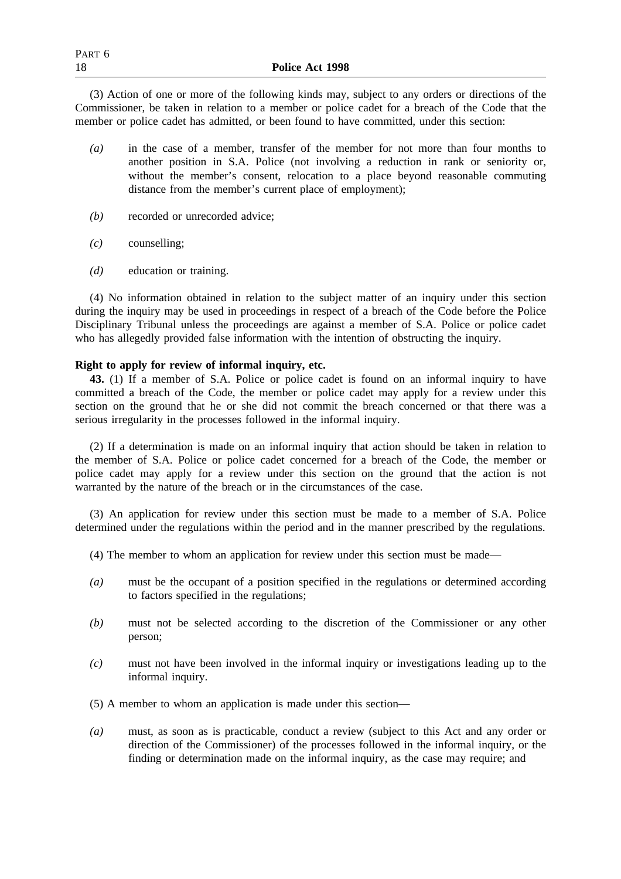(3) Action of one or more of the following kinds may, subject to any orders or directions of the Commissioner, be taken in relation to a member or police cadet for a breach of the Code that the member or police cadet has admitted, or been found to have committed, under this section:

*(a)* in the case of a member, transfer of the member for not more than four months to another position in S.A. Police (not involving a reduction in rank or seniority or, without the member's consent, relocation to a place beyond reasonable commuting distance from the member's current place of employment);

*(b)* recorded or unrecorded advice;

*(c)* counselling;

*(d)* education or training.

(4) No information obtained in relation to the subject matter of an inquiry under this section during the inquiry may be used in proceedings in respect of a breach of the Code before the Police Disciplinary Tribunal unless the proceedings are against a member of S.A. Police or police cadet who has allegedly provided false information with the intention of obstructing the inquiry.

**Right to apply for review of informal inquiry, etc.**

**43.** (1) If a member of S.A. Police or police cadet is found on an informal inquiry to have committed a breach of the Code, the member or police cadet may apply for a review under this section on the ground that he or she did not commit the breach concerned or that there was a serious irregularity in the processes followed in the informal inquiry.

(2) If a determination is made on an informal inquiry that action should be taken in relation to the member of S.A. Police or police cadet concerned for a breach of the Code, the member or police cadet may apply for a review under this section on the ground that the action is not warranted by the nature of the breach or in the circumstances of the case.

(3) An application for review under this section must be made to a member of S.A. Police determined under the regulations within the period and in the manner prescribed by the regulations.

(4) The member to whom an application for review under this section must be made—

*(a)* must be the occupant of a position specified in the regulations or determined according to factors specified in the regulations;

*(b)* must not be selected according to the discretion of the Commissioner or any other person;

*(c)* must not have been involved in the informal inquiry or investigations leading up to the informal inquiry.

(5) A member to whom an application is made under this section—

*(a)* must, as soon as is practicable, conduct a review (subject to this Act and any order or direction of the Commissioner) of the processes followed in the informal inquiry, or the finding or determination made on the informal inquiry, as the case may require; and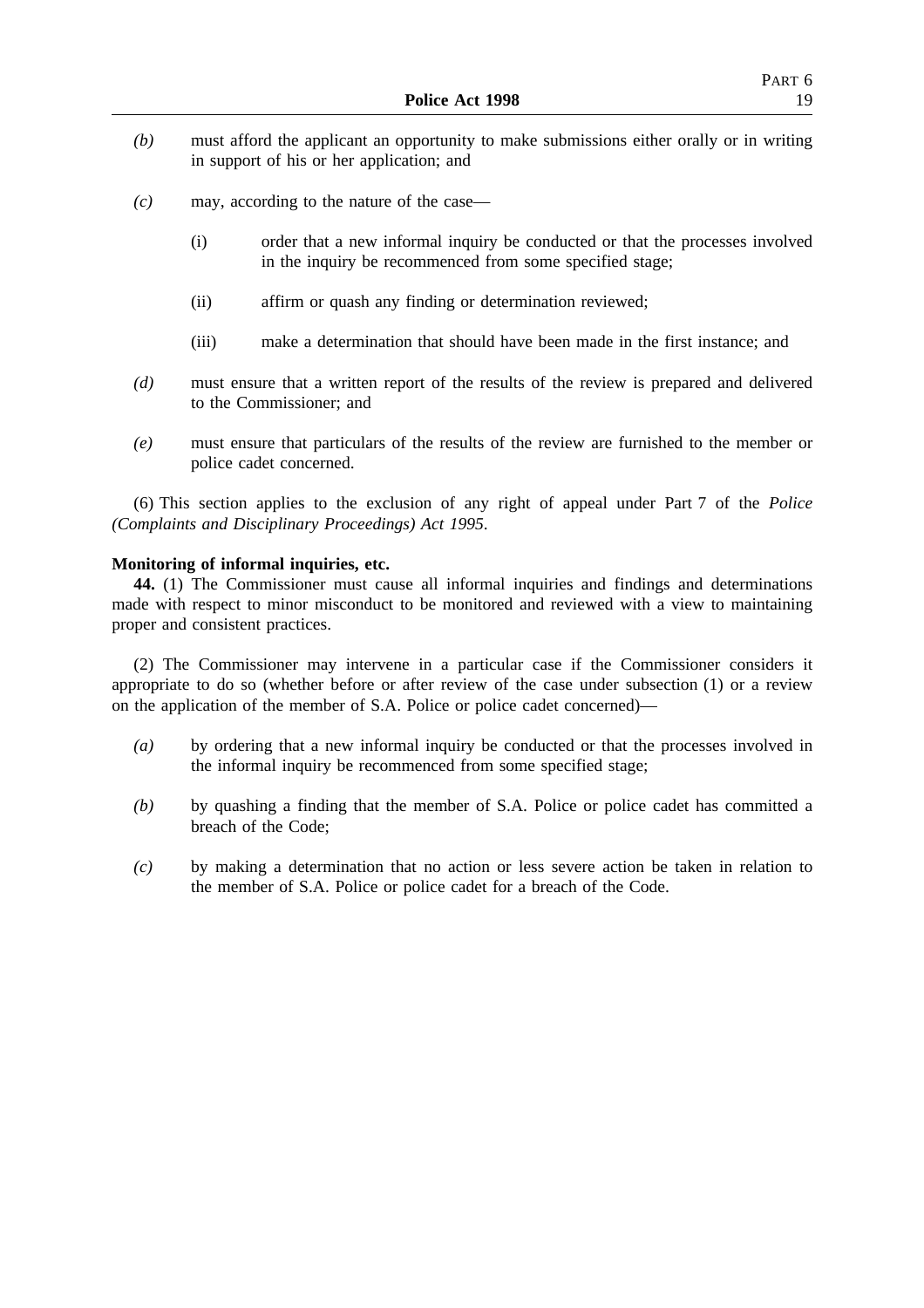*(b)* must afford the applicant an opportunity to make submissions either orally or in writing in support of his or her application; and

*(c)* may, according to the nature of the case—

(i) order that a new informal inquiry be conducted or that the processes involved in the inquiry be recommenced from some specified stage;

(ii) affirm or quash any finding or determination reviewed;

(iii) make a determination that should have been made in the first instance; and

*(d)* must ensure that a written report of the results of the review is prepared and delivered to the Commissioner; and

*(e)* must ensure that particulars of the results of the review are furnished to the member or police cadet concerned.

(6) This section applies to the exclusion of any right of appeal under Part 7 of the *Police (Complaints and Disciplinary Proceedings) Act 1995*.

**Monitoring of informal inquiries, etc.**

**44.** (1) The Commissioner must cause all informal inquiries and findings and determinations made with respect to minor misconduct to be monitored and reviewed with a view to maintaining proper and consistent practices.

(2) The Commissioner may intervene in a particular case if the Commissioner considers it appropriate to do so (whether before or after review of the case under subsection (1) or a review on the application of the member of S.A. Police or police cadet concerned)—

*(a)* by ordering that a new informal inquiry be conducted or that the processes involved in the informal inquiry be recommenced from some specified stage;

*(b)* by quashing a finding that the member of S.A. Police or police cadet has committed a breach of the Code;

*(c)* by making a determination that no action or less severe action be taken in relation to the member of S.A. Police or police cadet for a breach of the Code.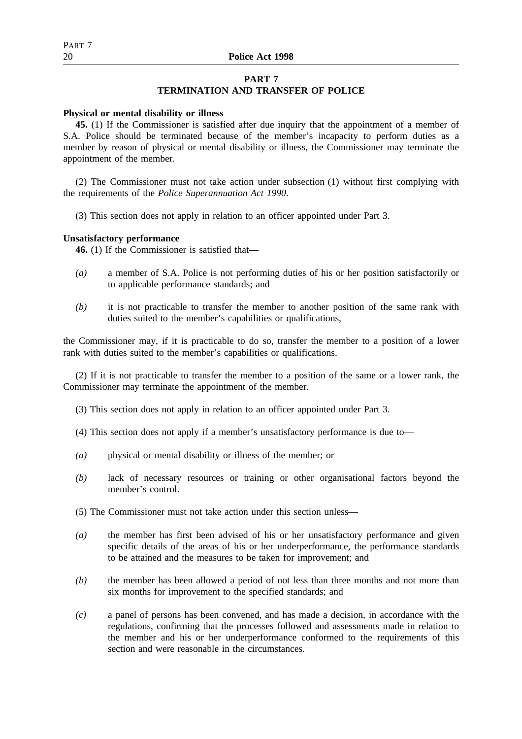## PART 7
## TERMINATION AND TRANSFER OF POLICE

**Physical or mental disability or illness**

**45.** (1) If the Commissioner is satisfied after due inquiry that the appointment of a member of S.A. Police should be terminated because of the member's incapacity to perform duties as a member by reason of physical or mental disability or illness, the Commissioner may terminate the appointment of the member.

(2) The Commissioner must not take action under subsection (1) without first complying with the requirements of the *Police Superannuation Act 1990*.

(3) This section does not apply in relation to an officer appointed under Part 3.

**Unsatisfactory performance**

**46.** (1) If the Commissioner is satisfied that—

*(a)* a member of S.A. Police is not performing duties of his or her position satisfactorily or to applicable performance standards; and

*(b)* it is not practicable to transfer the member to another position of the same rank with duties suited to the member's capabilities or qualifications,

the Commissioner may, if it is practicable to do so, transfer the member to a position of a lower rank with duties suited to the member's capabilities or qualifications.

(2) If it is not practicable to transfer the member to a position of the same or a lower rank, the Commissioner may terminate the appointment of the member.

(3) This section does not apply in relation to an officer appointed under Part 3.

(4) This section does not apply if a member's unsatisfactory performance is due to—

*(a)* physical or mental disability or illness of the member; or

*(b)* lack of necessary resources or training or other organisational factors beyond the member's control.

(5) The Commissioner must not take action under this section unless—

*(a)* the member has first been advised of his or her unsatisfactory performance and given specific details of the areas of his or her underperformance, the performance standards to be attained and the measures to be taken for improvement; and

*(b)* the member has been allowed a period of not less than three months and not more than six months for improvement to the specified standards; and

*(c)* a panel of persons has been convened, and has made a decision, in accordance with the regulations, confirming that the processes followed and assessments made in relation to the member and his or her underperformance conformed to the requirements of this section and were reasonable in the circumstances.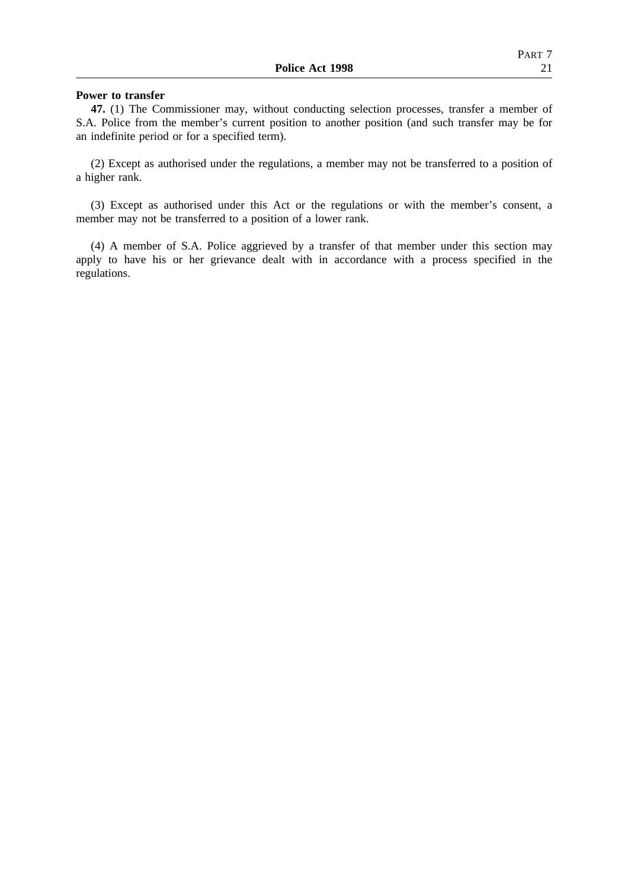**Power to transfer**

**47.** (1) The Commissioner may, without conducting selection processes, transfer a member of S.A. Police from the member's current position to another position (and such transfer may be for an indefinite period or for a specified term).

(2) Except as authorised under the regulations, a member may not be transferred to a position of a higher rank.

(3) Except as authorised under this Act or the regulations or with the member's consent, a member may not be transferred to a position of a lower rank.

(4) A member of S.A. Police aggrieved by a transfer of that member under this section may apply to have his or her grievance dealt with in accordance with a process specified in the regulations.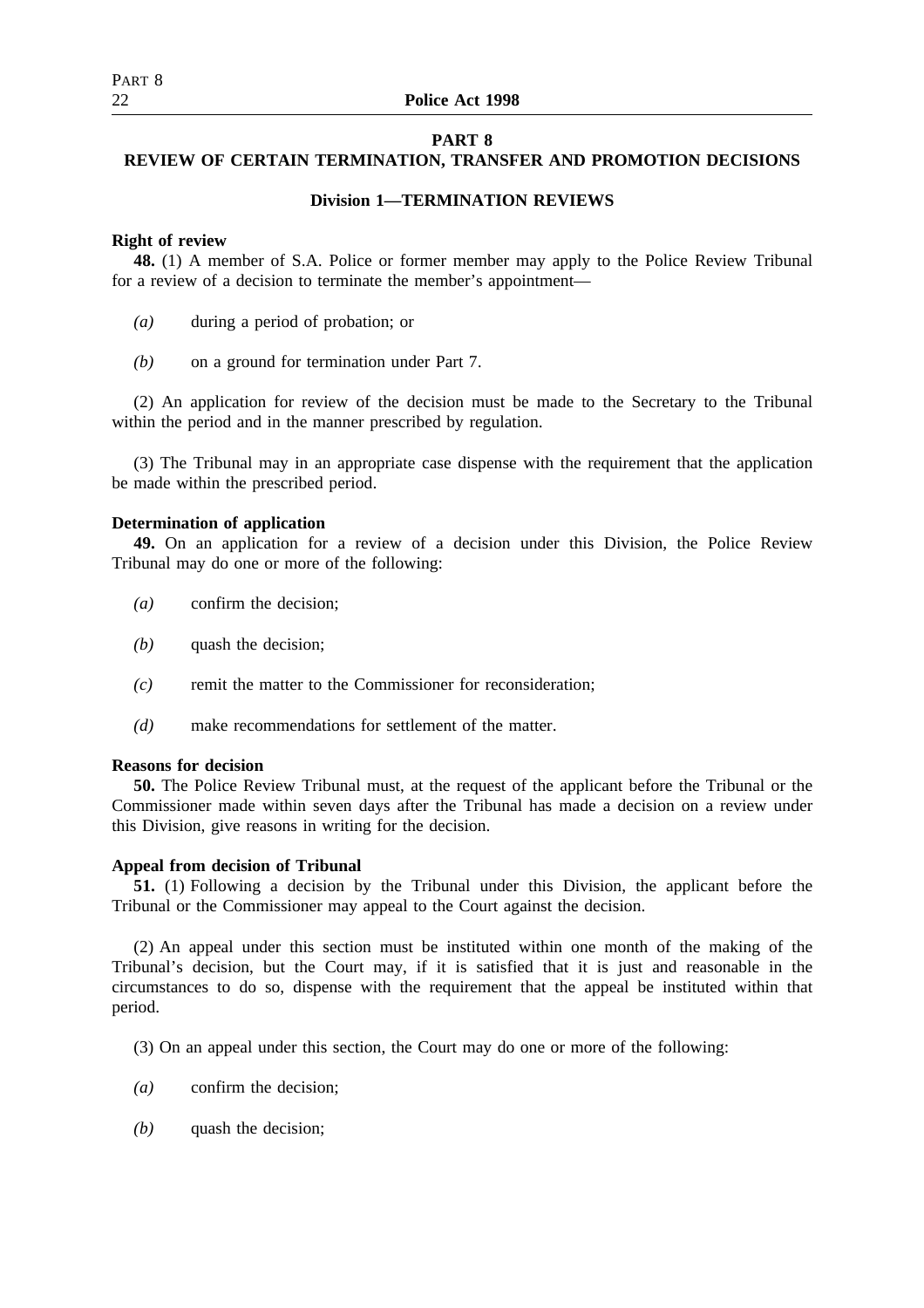## PART 8
## REVIEW OF CERTAIN TERMINATION, TRANSFER AND PROMOTION DECISIONS

### Division 1—TERMINATION REVIEWS

**Right of review**

**48.** (1) A member of S.A. Police or former member may apply to the Police Review Tribunal for a review of a decision to terminate the member's appointment—

*(a)* during a period of probation; or

*(b)* on a ground for termination under Part 7.

(2) An application for review of the decision must be made to the Secretary to the Tribunal within the period and in the manner prescribed by regulation.

(3) The Tribunal may in an appropriate case dispense with the requirement that the application be made within the prescribed period.

**Determination of application**

**49.** On an application for a review of a decision under this Division, the Police Review Tribunal may do one or more of the following:

*(a)* confirm the decision;

*(b)* quash the decision;

*(c)* remit the matter to the Commissioner for reconsideration;

*(d)* make recommendations for settlement of the matter.

**Reasons for decision**

**50.** The Police Review Tribunal must, at the request of the applicant before the Tribunal or the Commissioner made within seven days after the Tribunal has made a decision on a review under this Division, give reasons in writing for the decision.

**Appeal from decision of Tribunal**

**51.** (1) Following a decision by the Tribunal under this Division, the applicant before the Tribunal or the Commissioner may appeal to the Court against the decision.

(2) An appeal under this section must be instituted within one month of the making of the Tribunal's decision, but the Court may, if it is satisfied that it is just and reasonable in the circumstances to do so, dispense with the requirement that the appeal be instituted within that period.

(3) On an appeal under this section, the Court may do one or more of the following:

*(a)* confirm the decision;

*(b)* quash the decision;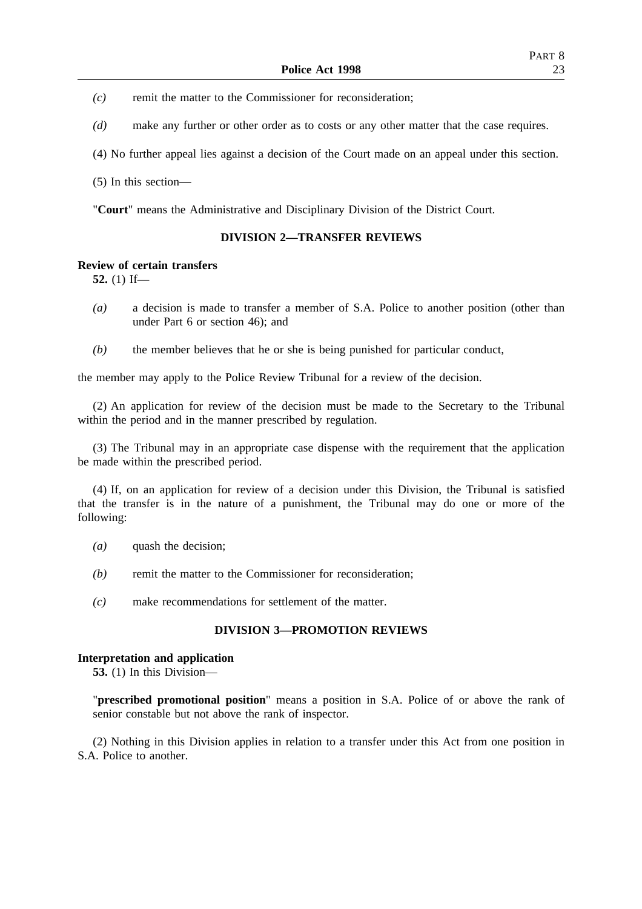*(c)* remit the matter to the Commissioner for reconsideration;

*(d)* make any further or other order as to costs or any other matter that the case requires.

(4) No further appeal lies against a decision of the Court made on an appeal under this section.

(5) In this section—

"**Court**" means the Administrative and Disciplinary Division of the District Court.

## DIVISION 2—TRANSFER REVIEWS

**Review of certain transfers**

**52.** (1) If—

*(a)* a decision is made to transfer a member of S.A. Police to another position (other than under Part 6 or section 46); and

*(b)* the member believes that he or she is being punished for particular conduct,

the member may apply to the Police Review Tribunal for a review of the decision.

(2) An application for review of the decision must be made to the Secretary to the Tribunal within the period and in the manner prescribed by regulation.

(3) The Tribunal may in an appropriate case dispense with the requirement that the application be made within the prescribed period.

(4) If, on an application for review of a decision under this Division, the Tribunal is satisfied that the transfer is in the nature of a punishment, the Tribunal may do one or more of the following:

*(a)* quash the decision;

*(b)* remit the matter to the Commissioner for reconsideration;

*(c)* make recommendations for settlement of the matter.

## DIVISION 3—PROMOTION REVIEWS

**Interpretation and application**

**53.** (1) In this Division—

"**prescribed promotional position**" means a position in S.A. Police of or above the rank of senior constable but not above the rank of inspector.

(2) Nothing in this Division applies in relation to a transfer under this Act from one position in S.A. Police to another.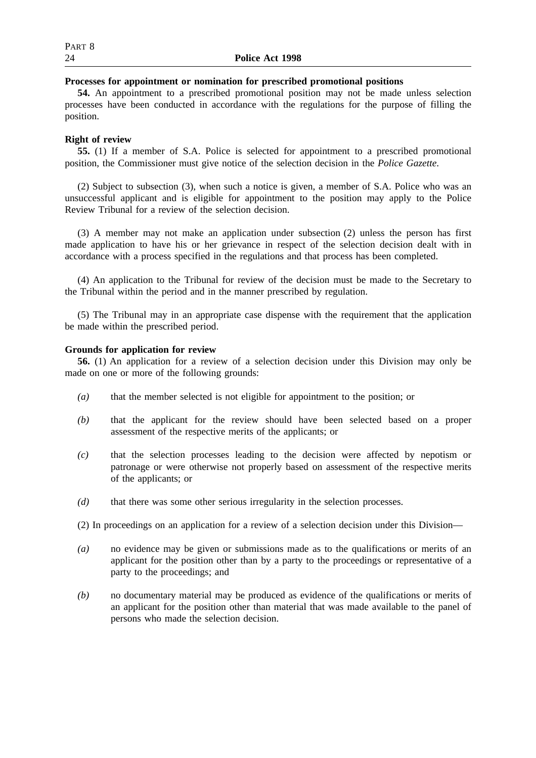**Processes for appointment or nomination for prescribed promotional positions**

**54.** An appointment to a prescribed promotional position may not be made unless selection processes have been conducted in accordance with the regulations for the purpose of filling the position.

**Right of review**

**55.** (1) If a member of S.A. Police is selected for appointment to a prescribed promotional position, the Commissioner must give notice of the selection decision in the *Police Gazette*.

(2) Subject to subsection (3), when such a notice is given, a member of S.A. Police who was an unsuccessful applicant and is eligible for appointment to the position may apply to the Police Review Tribunal for a review of the selection decision.

(3) A member may not make an application under subsection (2) unless the person has first made application to have his or her grievance in respect of the selection decision dealt with in accordance with a process specified in the regulations and that process has been completed.

(4) An application to the Tribunal for review of the decision must be made to the Secretary to the Tribunal within the period and in the manner prescribed by regulation.

(5) The Tribunal may in an appropriate case dispense with the requirement that the application be made within the prescribed period.

**Grounds for application for review**

**56.** (1) An application for a review of a selection decision under this Division may only be made on one or more of the following grounds:

*(a)* that the member selected is not eligible for appointment to the position; or

*(b)* that the applicant for the review should have been selected based on a proper assessment of the respective merits of the applicants; or

*(c)* that the selection processes leading to the decision were affected by nepotism or patronage or were otherwise not properly based on assessment of the respective merits of the applicants; or

*(d)* that there was some other serious irregularity in the selection processes.

(2) In proceedings on an application for a review of a selection decision under this Division—

*(a)* no evidence may be given or submissions made as to the qualifications or merits of an applicant for the position other than by a party to the proceedings or representative of a party to the proceedings; and

*(b)* no documentary material may be produced as evidence of the qualifications or merits of an applicant for the position other than material that was made available to the panel of persons who made the selection decision.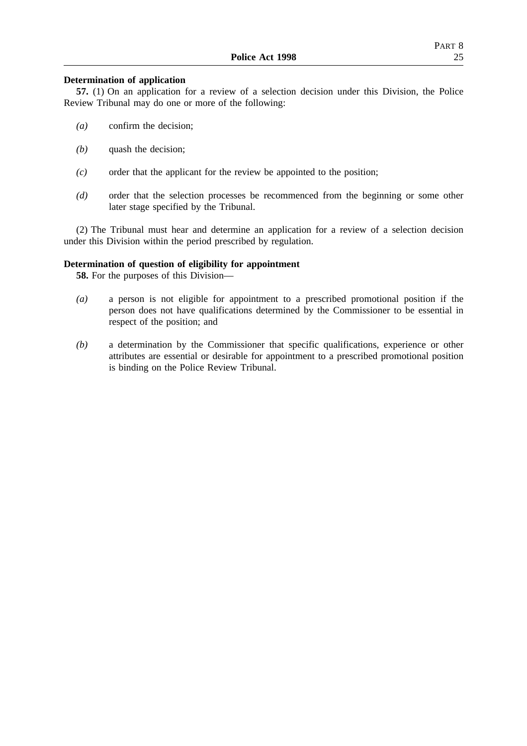**Determination of application**

**57.** (1) On an application for a review of a selection decision under this Division, the Police Review Tribunal may do one or more of the following:

- *(a)* confirm the decision;
- *(b)* quash the decision;
- *(c)* order that the applicant for the review be appointed to the position;
- *(d)* order that the selection processes be recommenced from the beginning or some other later stage specified by the Tribunal.

(2) The Tribunal must hear and determine an application for a review of a selection decision under this Division within the period prescribed by regulation.

**Determination of question of eligibility for appointment**

**58.** For the purposes of this Division—

- *(a)* a person is not eligible for appointment to a prescribed promotional position if the person does not have qualifications determined by the Commissioner to be essential in respect of the position; and
- *(b)* a determination by the Commissioner that specific qualifications, experience or other attributes are essential or desirable for appointment to a prescribed promotional position is binding on the Police Review Tribunal.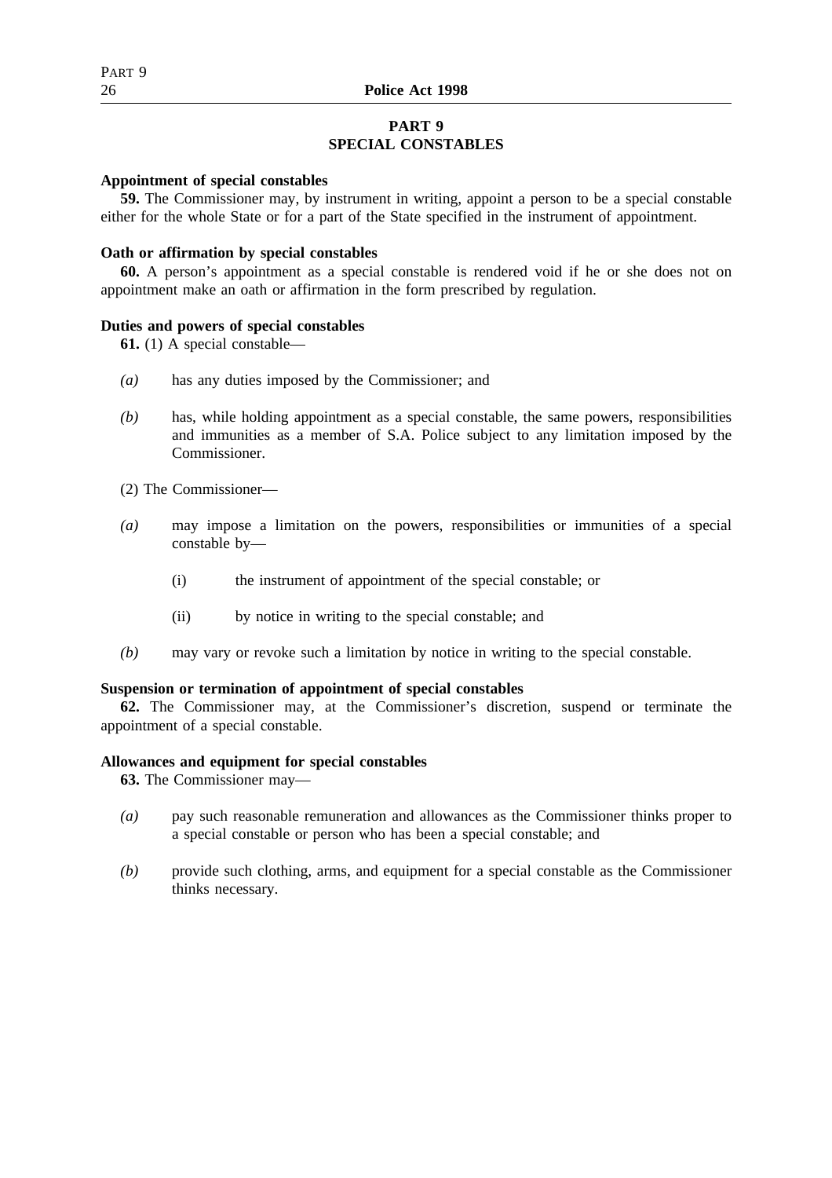# PART 9
## SPECIAL CONSTABLES

**Appointment of special constables**

**59.** The Commissioner may, by instrument in writing, appoint a person to be a special constable either for the whole State or for a part of the State specified in the instrument of appointment.

**Oath or affirmation by special constables**

**60.** A person's appointment as a special constable is rendered void if he or she does not on appointment make an oath or affirmation in the form prescribed by regulation.

**Duties and powers of special constables**

**61.** (1) A special constable—

*(a)* has any duties imposed by the Commissioner; and

*(b)* has, while holding appointment as a special constable, the same powers, responsibilities and immunities as a member of S.A. Police subject to any limitation imposed by the Commissioner.

(2) The Commissioner—

*(a)* may impose a limitation on the powers, responsibilities or immunities of a special constable by—

(i) the instrument of appointment of the special constable; or

(ii) by notice in writing to the special constable; and

*(b)* may vary or revoke such a limitation by notice in writing to the special constable.

**Suspension or termination of appointment of special constables**

**62.** The Commissioner may, at the Commissioner's discretion, suspend or terminate the appointment of a special constable.

**Allowances and equipment for special constables**

**63.** The Commissioner may—

*(a)* pay such reasonable remuneration and allowances as the Commissioner thinks proper to a special constable or person who has been a special constable; and

*(b)* provide such clothing, arms, and equipment for a special constable as the Commissioner thinks necessary.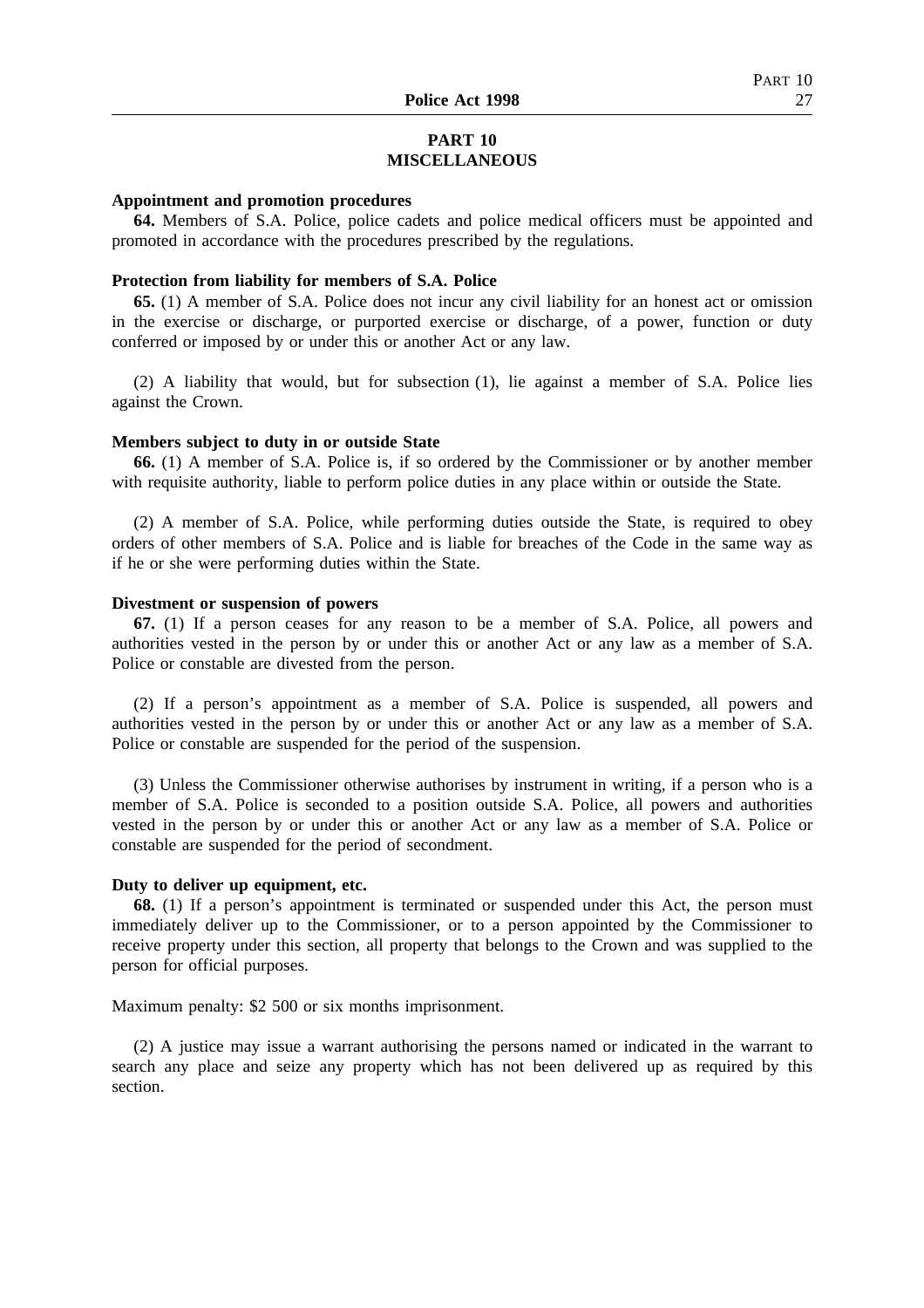# PART 10
# MISCELLANEOUS

**Appointment and promotion procedures**

**64.** Members of S.A. Police, police cadets and police medical officers must be appointed and promoted in accordance with the procedures prescribed by the regulations.

**Protection from liability for members of S.A. Police**

**65.** (1) A member of S.A. Police does not incur any civil liability for an honest act or omission in the exercise or discharge, or purported exercise or discharge, of a power, function or duty conferred or imposed by or under this or another Act or any law.

(2) A liability that would, but for subsection (1), lie against a member of S.A. Police lies against the Crown.

**Members subject to duty in or outside State**

**66.** (1) A member of S.A. Police is, if so ordered by the Commissioner or by another member with requisite authority, liable to perform police duties in any place within or outside the State.

(2) A member of S.A. Police, while performing duties outside the State, is required to obey orders of other members of S.A. Police and is liable for breaches of the Code in the same way as if he or she were performing duties within the State.

**Divestment or suspension of powers**

**67.** (1) If a person ceases for any reason to be a member of S.A. Police, all powers and authorities vested in the person by or under this or another Act or any law as a member of S.A. Police or constable are divested from the person.

(2) If a person's appointment as a member of S.A. Police is suspended, all powers and authorities vested in the person by or under this or another Act or any law as a member of S.A. Police or constable are suspended for the period of the suspension.

(3) Unless the Commissioner otherwise authorises by instrument in writing, if a person who is a member of S.A. Police is seconded to a position outside S.A. Police, all powers and authorities vested in the person by or under this or another Act or any law as a member of S.A. Police or constable are suspended for the period of secondment.

**Duty to deliver up equipment, etc.**

**68.** (1) If a person's appointment is terminated or suspended under this Act, the person must immediately deliver up to the Commissioner, or to a person appointed by the Commissioner to receive property under this section, all property that belongs to the Crown and was supplied to the person for official purposes.

Maximum penalty: $2 500 or six months imprisonment.

(2) A justice may issue a warrant authorising the persons named or indicated in the warrant to search any place and seize any property which has not been delivered up as required by this section.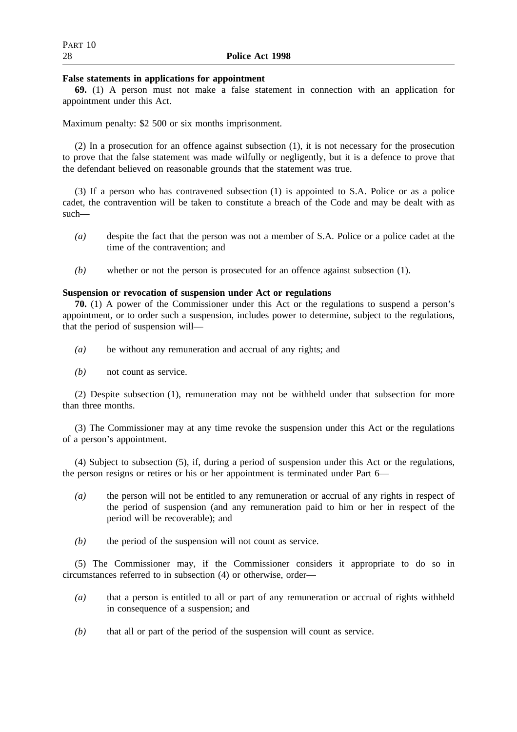**False statements in applications for appointment**

**69.** (1) A person must not make a false statement in connection with an application for appointment under this Act.

Maximum penalty: $2 500 or six months imprisonment.

(2) In a prosecution for an offence against subsection (1), it is not necessary for the prosecution to prove that the false statement was made wilfully or negligently, but it is a defence to prove that the defendant believed on reasonable grounds that the statement was true.

(3) If a person who has contravened subsection (1) is appointed to S.A. Police or as a police cadet, the contravention will be taken to constitute a breach of the Code and may be dealt with as such—

- *(a)* despite the fact that the person was not a member of S.A. Police or a police cadet at the time of the contravention; and
- *(b)* whether or not the person is prosecuted for an offence against subsection (1).

**Suspension or revocation of suspension under Act or regulations**

**70.** (1) A power of the Commissioner under this Act or the regulations to suspend a person's appointment, or to order such a suspension, includes power to determine, subject to the regulations, that the period of suspension will—

- *(a)* be without any remuneration and accrual of any rights; and
- *(b)* not count as service.

(2) Despite subsection (1), remuneration may not be withheld under that subsection for more than three months.

(3) The Commissioner may at any time revoke the suspension under this Act or the regulations of a person's appointment.

(4) Subject to subsection (5), if, during a period of suspension under this Act or the regulations, the person resigns or retires or his or her appointment is terminated under Part 6—

- *(a)* the person will not be entitled to any remuneration or accrual of any rights in respect of the period of suspension (and any remuneration paid to him or her in respect of the period will be recoverable); and
- *(b)* the period of the suspension will not count as service.

(5) The Commissioner may, if the Commissioner considers it appropriate to do so in circumstances referred to in subsection (4) or otherwise, order—

- *(a)* that a person is entitled to all or part of any remuneration or accrual of rights withheld in consequence of a suspension; and
- *(b)* that all or part of the period of the suspension will count as service.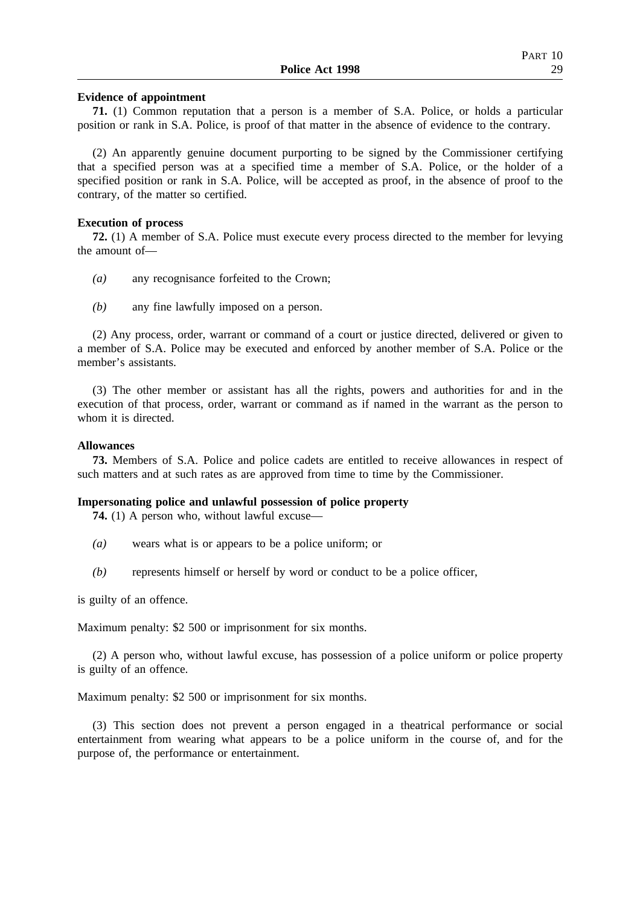**Evidence of appointment**

**71.** (1) Common reputation that a person is a member of S.A. Police, or holds a particular position or rank in S.A. Police, is proof of that matter in the absence of evidence to the contrary.

(2) An apparently genuine document purporting to be signed by the Commissioner certifying that a specified person was at a specified time a member of S.A. Police, or the holder of a specified position or rank in S.A. Police, will be accepted as proof, in the absence of proof to the contrary, of the matter so certified.

**Execution of process**

**72.** (1) A member of S.A. Police must execute every process directed to the member for levying the amount of—

*(a)* any recognisance forfeited to the Crown;

*(b)* any fine lawfully imposed on a person.

(2) Any process, order, warrant or command of a court or justice directed, delivered or given to a member of S.A. Police may be executed and enforced by another member of S.A. Police or the member's assistants.

(3) The other member or assistant has all the rights, powers and authorities for and in the execution of that process, order, warrant or command as if named in the warrant as the person to whom it is directed.

**Allowances**

**73.** Members of S.A. Police and police cadets are entitled to receive allowances in respect of such matters and at such rates as are approved from time to time by the Commissioner.

**Impersonating police and unlawful possession of police property**

**74.** (1) A person who, without lawful excuse—

*(a)* wears what is or appears to be a police uniform; or

*(b)* represents himself or herself by word or conduct to be a police officer,

is guilty of an offence.

Maximum penalty: $2 500 or imprisonment for six months.

(2) A person who, without lawful excuse, has possession of a police uniform or police property is guilty of an offence.

Maximum penalty: $2 500 or imprisonment for six months.

(3) This section does not prevent a person engaged in a theatrical performance or social entertainment from wearing what appears to be a police uniform in the course of, and for the purpose of, the performance or entertainment.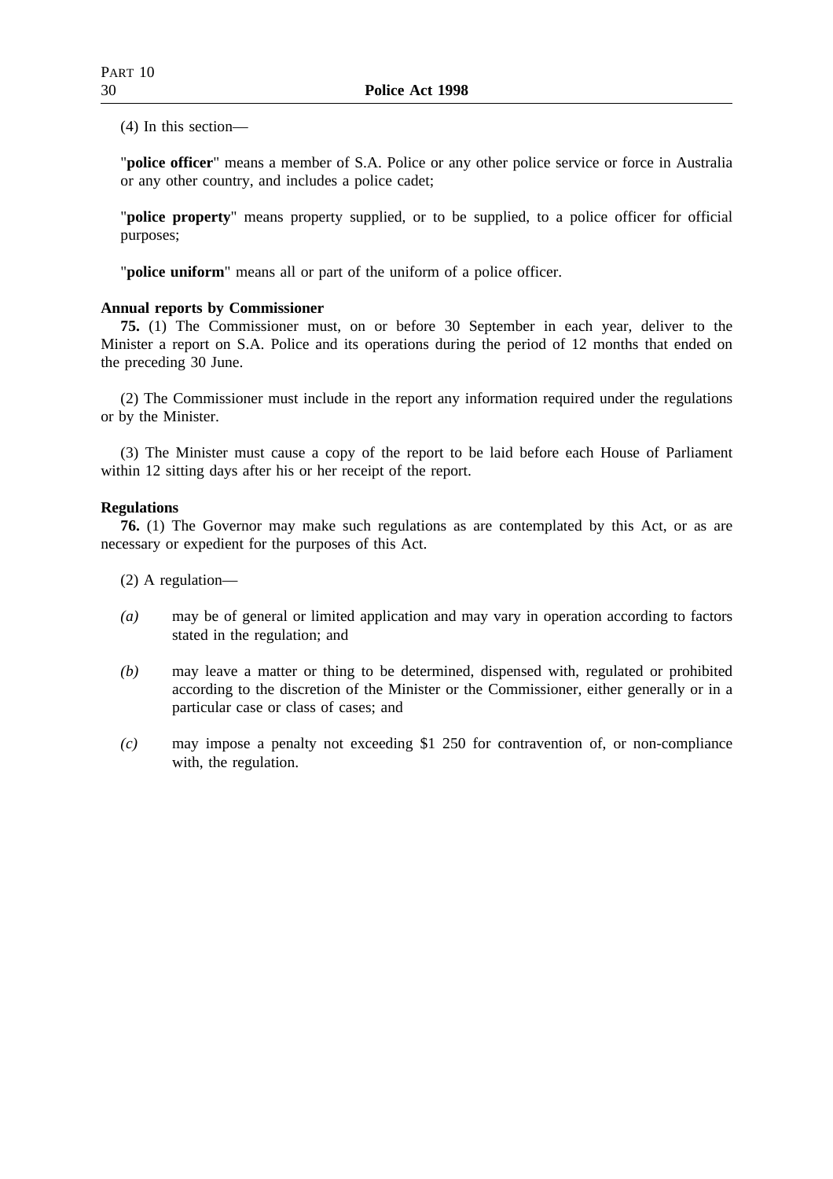(4) In this section—

"**police officer**" means a member of S.A. Police or any other police service or force in Australia or any other country, and includes a police cadet;

"**police property**" means property supplied, or to be supplied, to a police officer for official purposes;

"**police uniform**" means all or part of the uniform of a police officer.

**Annual reports by Commissioner**

**75.** (1) The Commissioner must, on or before 30 September in each year, deliver to the Minister a report on S.A. Police and its operations during the period of 12 months that ended on the preceding 30 June.

(2) The Commissioner must include in the report any information required under the regulations or by the Minister.

(3) The Minister must cause a copy of the report to be laid before each House of Parliament within 12 sitting days after his or her receipt of the report.

**Regulations**

**76.** (1) The Governor may make such regulations as are contemplated by this Act, or as are necessary or expedient for the purposes of this Act.

(2) A regulation—

*(a)* may be of general or limited application and may vary in operation according to factors stated in the regulation; and

*(b)* may leave a matter or thing to be determined, dispensed with, regulated or prohibited according to the discretion of the Minister or the Commissioner, either generally or in a particular case or class of cases; and

*(c)* may impose a penalty not exceeding $1 250 for contravention of, or non-compliance with, the regulation.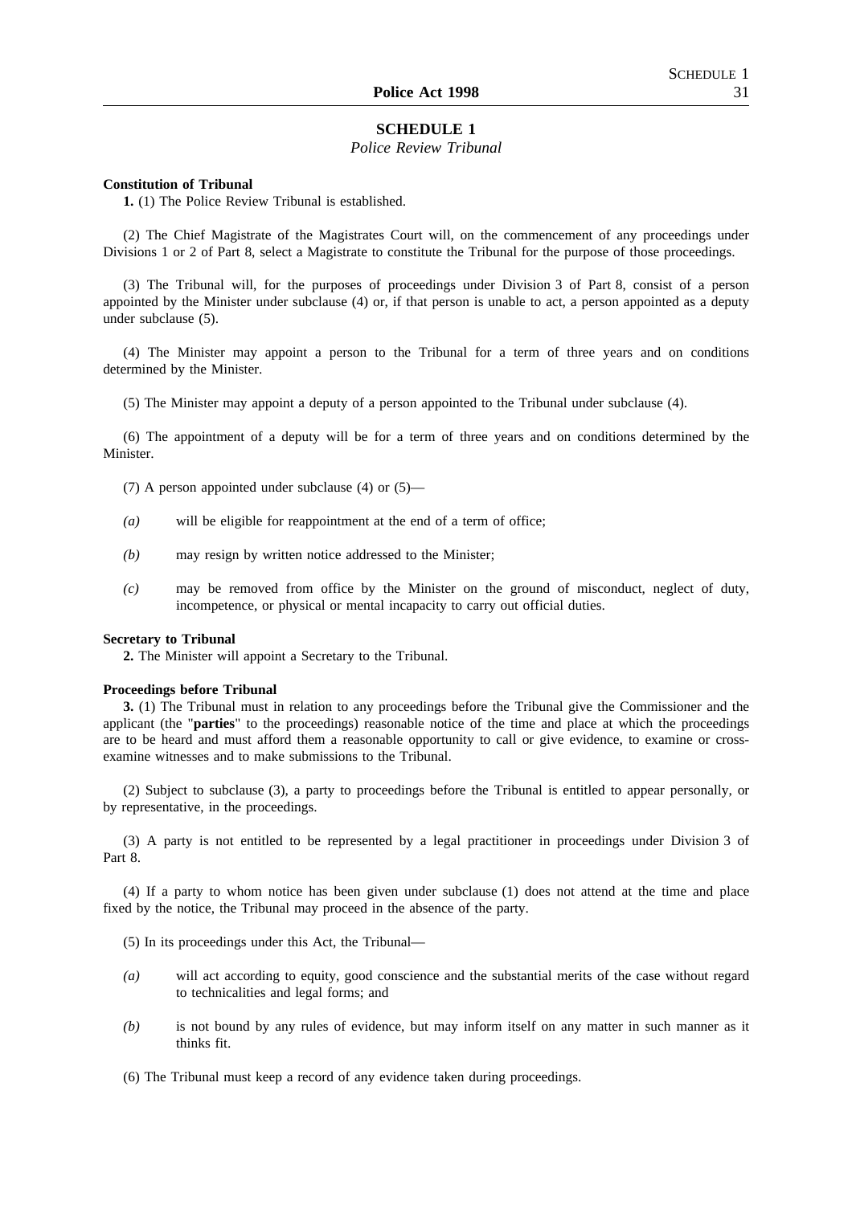## SCHEDULE 1

*Police Review Tribunal*

**Constitution of Tribunal**

**1.** (1) The Police Review Tribunal is established.

(2) The Chief Magistrate of the Magistrates Court will, on the commencement of any proceedings under Divisions 1 or 2 of Part 8, select a Magistrate to constitute the Tribunal for the purpose of those proceedings.

(3) The Tribunal will, for the purposes of proceedings under Division 3 of Part 8, consist of a person appointed by the Minister under subclause (4) or, if that person is unable to act, a person appointed as a deputy under subclause (5).

(4) The Minister may appoint a person to the Tribunal for a term of three years and on conditions determined by the Minister.

(5) The Minister may appoint a deputy of a person appointed to the Tribunal under subclause (4).

(6) The appointment of a deputy will be for a term of three years and on conditions determined by the Minister.

(7) A person appointed under subclause (4) or (5)—

*(a)* will be eligible for reappointment at the end of a term of office;

*(b)* may resign by written notice addressed to the Minister;

*(c)* may be removed from office by the Minister on the ground of misconduct, neglect of duty, incompetence, or physical or mental incapacity to carry out official duties.

**Secretary to Tribunal**

**2.** The Minister will appoint a Secretary to the Tribunal.

**Proceedings before Tribunal**

**3.** (1) The Tribunal must in relation to any proceedings before the Tribunal give the Commissioner and the applicant (the "**parties**" to the proceedings) reasonable notice of the time and place at which the proceedings are to be heard and must afford them a reasonable opportunity to call or give evidence, to examine or cross-examine witnesses and to make submissions to the Tribunal.

(2) Subject to subclause (3), a party to proceedings before the Tribunal is entitled to appear personally, or by representative, in the proceedings.

(3) A party is not entitled to be represented by a legal practitioner in proceedings under Division 3 of Part 8.

(4) If a party to whom notice has been given under subclause (1) does not attend at the time and place fixed by the notice, the Tribunal may proceed in the absence of the party.

(5) In its proceedings under this Act, the Tribunal—

*(a)* will act according to equity, good conscience and the substantial merits of the case without regard to technicalities and legal forms; and

*(b)* is not bound by any rules of evidence, but may inform itself on any matter in such manner as it thinks fit.

(6) The Tribunal must keep a record of any evidence taken during proceedings.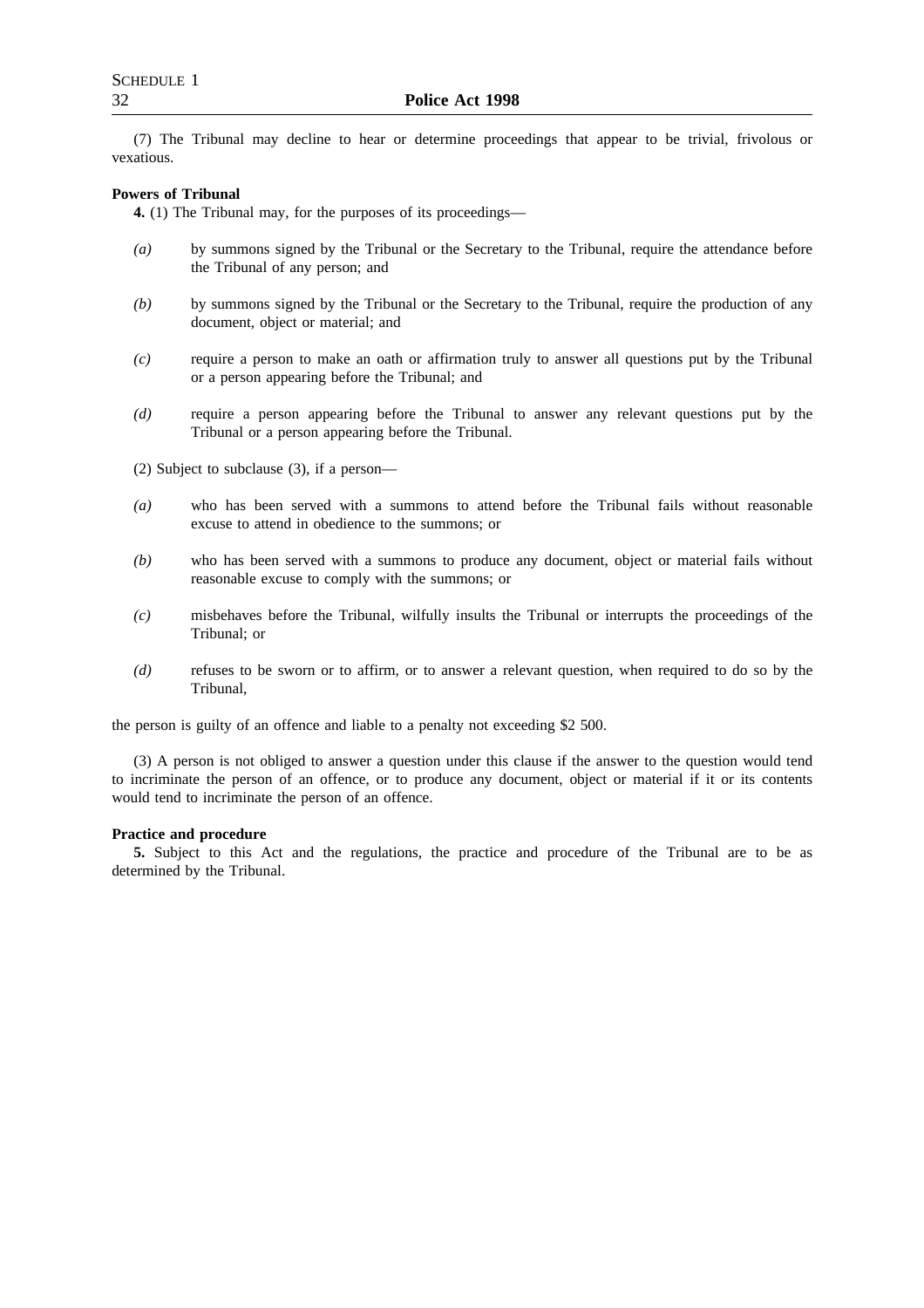(7) The Tribunal may decline to hear or determine proceedings that appear to be trivial, frivolous or vexatious.

**Powers of Tribunal**

**4.** (1) The Tribunal may, for the purposes of its proceedings—

*(a)* by summons signed by the Tribunal or the Secretary to the Tribunal, require the attendance before the Tribunal of any person; and

*(b)* by summons signed by the Tribunal or the Secretary to the Tribunal, require the production of any document, object or material; and

*(c)* require a person to make an oath or affirmation truly to answer all questions put by the Tribunal or a person appearing before the Tribunal; and

*(d)* require a person appearing before the Tribunal to answer any relevant questions put by the Tribunal or a person appearing before the Tribunal.

(2) Subject to subclause (3), if a person—

*(a)* who has been served with a summons to attend before the Tribunal fails without reasonable excuse to attend in obedience to the summons; or

*(b)* who has been served with a summons to produce any document, object or material fails without reasonable excuse to comply with the summons; or

*(c)* misbehaves before the Tribunal, wilfully insults the Tribunal or interrupts the proceedings of the Tribunal; or

*(d)* refuses to be sworn or to affirm, or to answer a relevant question, when required to do so by the Tribunal,

the person is guilty of an offence and liable to a penalty not exceeding $2 500.

(3) A person is not obliged to answer a question under this clause if the answer to the question would tend to incriminate the person of an offence, or to produce any document, object or material if it or its contents would tend to incriminate the person of an offence.

**Practice and procedure**

**5.** Subject to this Act and the regulations, the practice and procedure of the Tribunal are to be as determined by the Tribunal.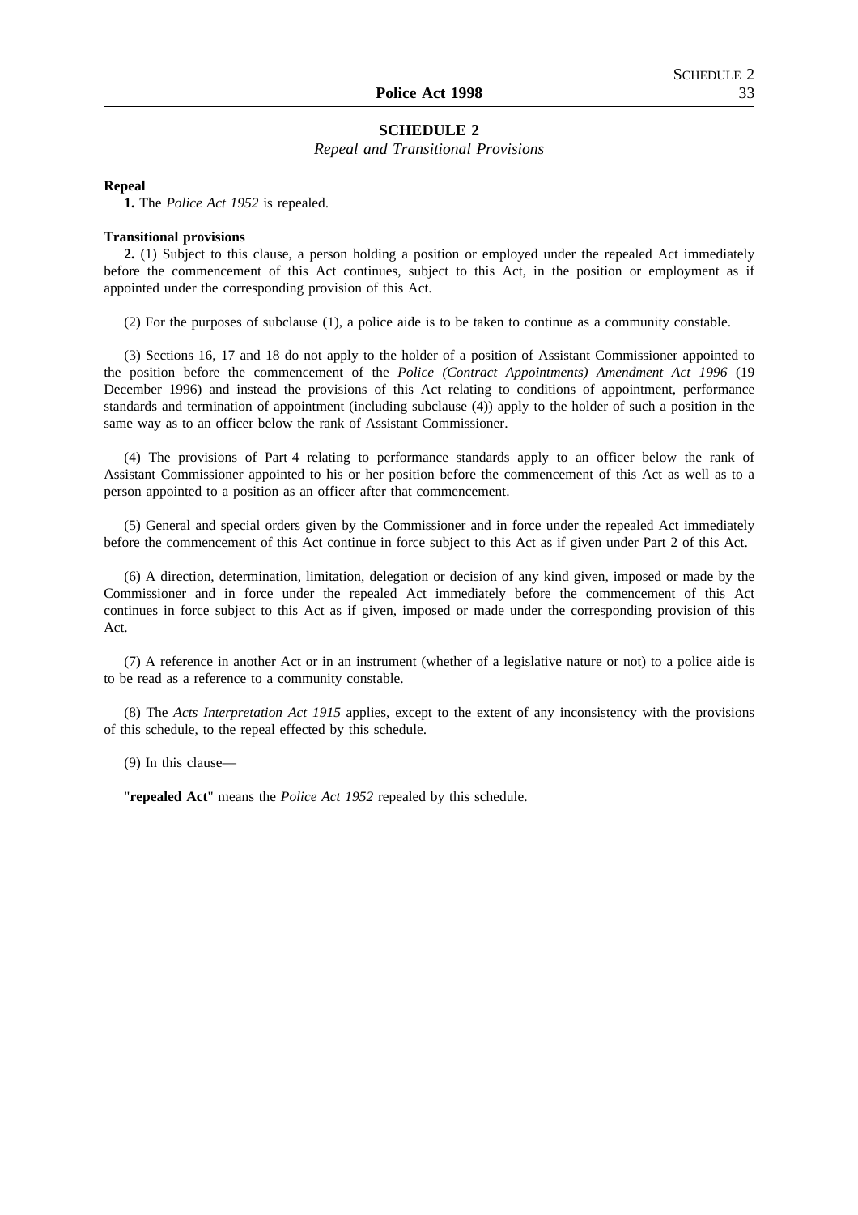# SCHEDULE 2

*Repeal and Transitional Provisions*

**Repeal**

**1.** The *Police Act 1952* is repealed.

**Transitional provisions**

**2.** (1) Subject to this clause, a person holding a position or employed under the repealed Act immediately before the commencement of this Act continues, subject to this Act, in the position or employment as if appointed under the corresponding provision of this Act.

(2) For the purposes of subclause (1), a police aide is to be taken to continue as a community constable.

(3) Sections 16, 17 and 18 do not apply to the holder of a position of Assistant Commissioner appointed to the position before the commencement of the *Police (Contract Appointments) Amendment Act 1996* (19 December 1996) and instead the provisions of this Act relating to conditions of appointment, performance standards and termination of appointment (including subclause (4)) apply to the holder of such a position in the same way as to an officer below the rank of Assistant Commissioner.

(4) The provisions of Part 4 relating to performance standards apply to an officer below the rank of Assistant Commissioner appointed to his or her position before the commencement of this Act as well as to a person appointed to a position as an officer after that commencement.

(5) General and special orders given by the Commissioner and in force under the repealed Act immediately before the commencement of this Act continue in force subject to this Act as if given under Part 2 of this Act.

(6) A direction, determination, limitation, delegation or decision of any kind given, imposed or made by the Commissioner and in force under the repealed Act immediately before the commencement of this Act continues in force subject to this Act as if given, imposed or made under the corresponding provision of this Act.

(7) A reference in another Act or in an instrument (whether of a legislative nature or not) to a police aide is to be read as a reference to a community constable.

(8) The *Acts Interpretation Act 1915* applies, except to the extent of any inconsistency with the provisions of this schedule, to the repeal effected by this schedule.

(9) In this clause—

"**repealed Act**" means the *Police Act 1952* repealed by this schedule.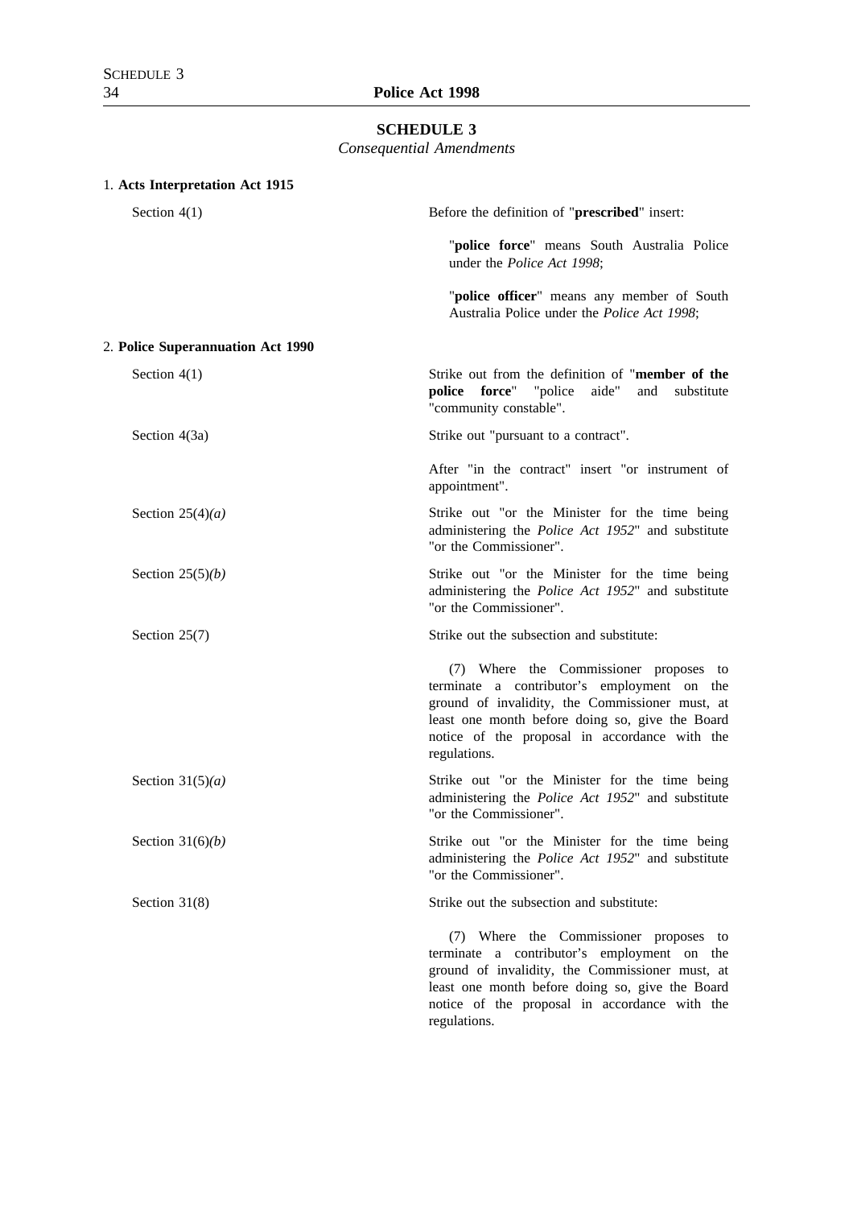## SCHEDULE 3

*Consequential Amendments*

1. **Acts Interpretation Act 1915**

| | |
|---|---|
| Section 4(1) | Before the definition of "**prescribed**" insert: |
| | "**police force**" means South Australia Police under the *Police Act 1998*; |
| | "**police officer**" means any member of South Australia Police under the *Police Act 1998*; |

2. **Police Superannuation Act 1990**

| | |
|---|---|
| Section 4(1) | Strike out from the definition of "**member of the police force**" "police aide" and substitute "community constable". |
| Section 4(3a) | Strike out "pursuant to a contract". |
| | After "in the contract" insert "or instrument of appointment". |
| Section 25(4)*(a)* | Strike out "or the Minister for the time being administering the *Police Act 1952*" and substitute "or the Commissioner". |
| Section 25(5)*(b)* | Strike out "or the Minister for the time being administering the *Police Act 1952*" and substitute "or the Commissioner". |
| Section 25(7) | Strike out the subsection and substitute: |
| | (7) Where the Commissioner proposes to terminate a contributor's employment on the ground of invalidity, the Commissioner must, at least one month before doing so, give the Board notice of the proposal in accordance with the regulations. |
| Section 31(5)*(a)* | Strike out "or the Minister for the time being administering the *Police Act 1952*" and substitute "or the Commissioner". |
| Section 31(6)*(b)* | Strike out "or the Minister for the time being administering the *Police Act 1952*" and substitute "or the Commissioner". |
| Section 31(8) | Strike out the subsection and substitute: |
| | (7) Where the Commissioner proposes to terminate a contributor's employment on the ground of invalidity, the Commissioner must, at least one month before doing so, give the Board notice of the proposal in accordance with the regulations. |